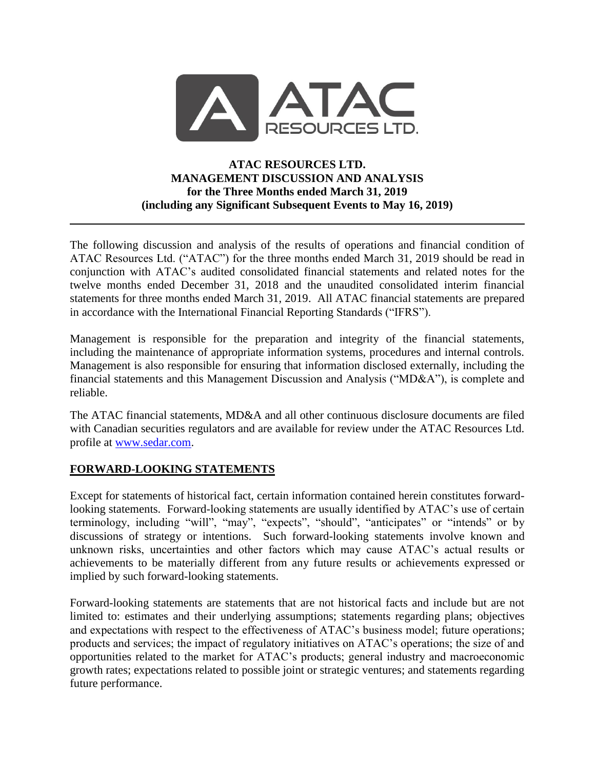**ATAC RESOURCES LTD.**
**MANAGEMENT DISCUSSION AND ANALYSIS**
**for the Three Months ended March 31, 2019**
**(including any Significant Subsequent Events to May 16, 2019)**

---

The following discussion and analysis of the results of operations and financial condition of ATAC Resources Ltd. ("ATAC") for the three months ended March 31, 2019 should be read in conjunction with ATAC's audited consolidated financial statements and related notes for the twelve months ended December 31, 2018 and the unaudited consolidated interim financial statements for three months ended March 31, 2019. All ATAC financial statements are prepared in accordance with the International Financial Reporting Standards ("IFRS").

Management is responsible for the preparation and integrity of the financial statements, including the maintenance of appropriate information systems, procedures and internal controls. Management is also responsible for ensuring that information disclosed externally, including the financial statements and this Management Discussion and Analysis ("MD&A"), is complete and reliable.

The ATAC financial statements, MD&A and all other continuous disclosure documents are filed with Canadian securities regulators and are available for review under the ATAC Resources Ltd. profile at www.sedar.com.

## FORWARD-LOOKING STATEMENTS

Except for statements of historical fact, certain information contained herein constitutes forward-looking statements. Forward-looking statements are usually identified by ATAC's use of certain terminology, including "will", "may", "expects", "should", "anticipates" or "intends" or by discussions of strategy or intentions. Such forward-looking statements involve known and unknown risks, uncertainties and other factors which may cause ATAC's actual results or achievements to be materially different from any future results or achievements expressed or implied by such forward-looking statements.

Forward-looking statements are statements that are not historical facts and include but are not limited to: estimates and their underlying assumptions; statements regarding plans; objectives and expectations with respect to the effectiveness of ATAC's business model; future operations; products and services; the impact of regulatory initiatives on ATAC's operations; the size of and opportunities related to the market for ATAC's products; general industry and macroeconomic growth rates; expectations related to possible joint or strategic ventures; and statements regarding future performance.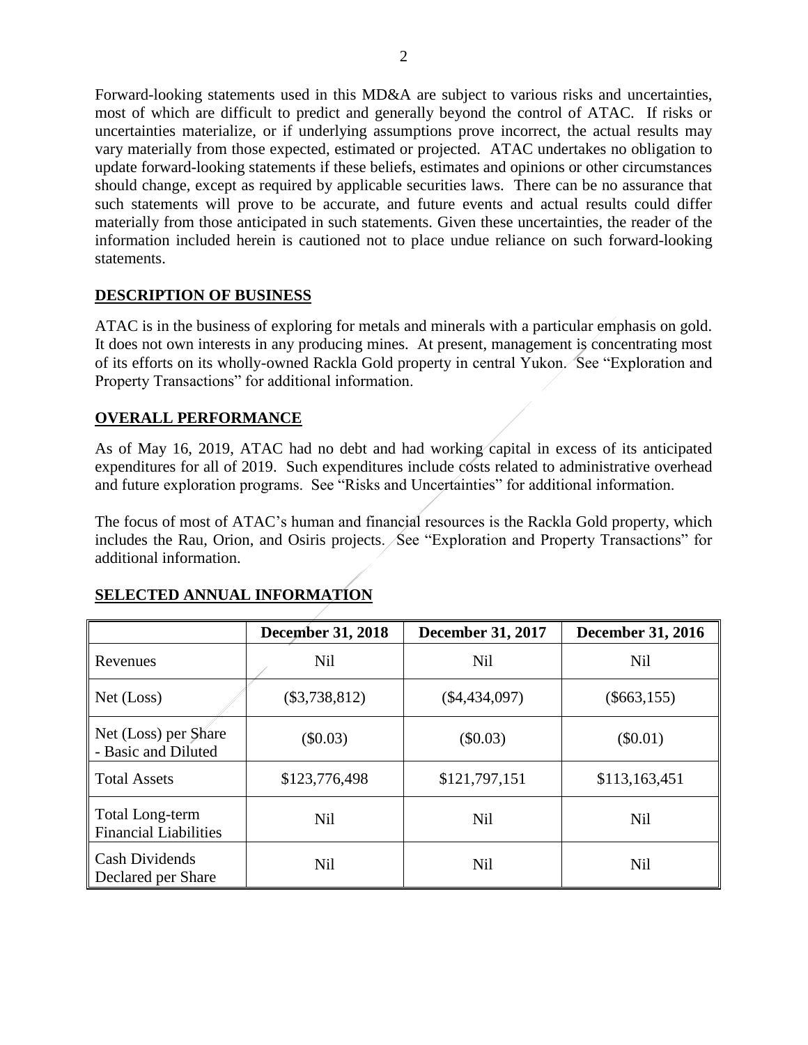Forward-looking statements used in this MD&A are subject to various risks and uncertainties, most of which are difficult to predict and generally beyond the control of ATAC. If risks or uncertainties materialize, or if underlying assumptions prove incorrect, the actual results may vary materially from those expected, estimated or projected. ATAC undertakes no obligation to update forward-looking statements if these beliefs, estimates and opinions or other circumstances should change, except as required by applicable securities laws. There can be no assurance that such statements will prove to be accurate, and future events and actual results could differ materially from those anticipated in such statements. Given these uncertainties, the reader of the information included herein is cautioned not to place undue reliance on such forward-looking statements.

## DESCRIPTION OF BUSINESS

ATAC is in the business of exploring for metals and minerals with a particular emphasis on gold. It does not own interests in any producing mines. At present, management is concentrating most of its efforts on its wholly-owned Rackla Gold property in central Yukon. See "Exploration and Property Transactions" for additional information.

## OVERALL PERFORMANCE

As of May 16, 2019, ATAC had no debt and had working capital in excess of its anticipated expenditures for all of 2019. Such expenditures include costs related to administrative overhead and future exploration programs. See "Risks and Uncertainties" for additional information.

The focus of most of ATAC's human and financial resources is the Rackla Gold property, which includes the Rau, Orion, and Osiris projects. See "Exploration and Property Transactions" for additional information.

## SELECTED ANNUAL INFORMATION

| | December 31, 2018 | December 31, 2017 | December 31, 2016 |
|---|---|---|---|
| Revenues | Nil | Nil | Nil |
| Net (Loss) | ($3,738,812) | ($4,434,097) | ($663,155) |
| Net (Loss) per Share - Basic and Diluted | ($0.03) | ($0.03) | ($0.01) |
| Total Assets | $123,776,498 | $121,797,151 | $113,163,451 |
| Total Long-term Financial Liabilities | Nil | Nil | Nil |
| Cash Dividends Declared per Share | Nil | Nil | Nil |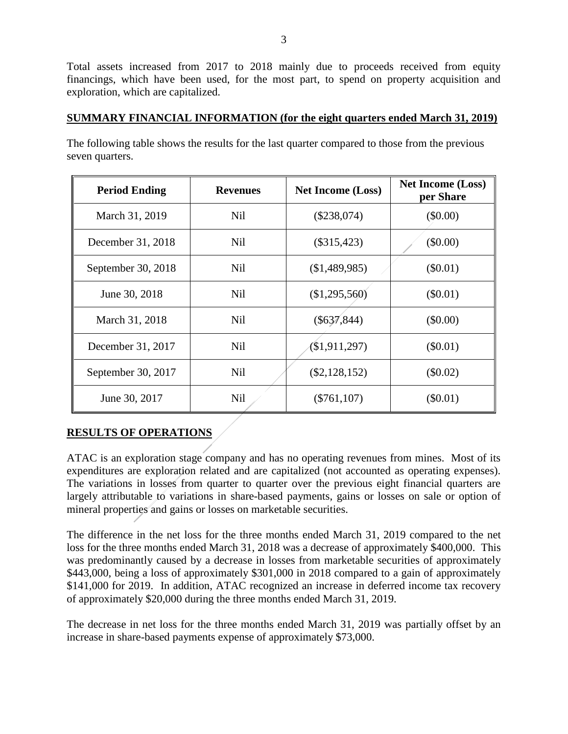Total assets increased from 2017 to 2018 mainly due to proceeds received from equity financings, which have been used, for the most part, to spend on property acquisition and exploration, which are capitalized.

## SUMMARY FINANCIAL INFORMATION (for the eight quarters ended March 31, 2019)

The following table shows the results for the last quarter compared to those from the previous seven quarters.

| Period Ending | Revenues | Net Income (Loss) | Net Income (Loss) per Share |
|---|---|---|---|
| March 31, 2019 | Nil | ($238,074) | ($0.00) |
| December 31, 2018 | Nil | ($315,423) | ($0.00) |
| September 30, 2018 | Nil | ($1,489,985) | ($0.01) |
| June 30, 2018 | Nil | ($1,295,560) | ($0.01) |
| March 31, 2018 | Nil | ($637,844) | ($0.00) |
| December 31, 2017 | Nil | ($1,911,297) | ($0.01) |
| September 30, 2017 | Nil | ($2,128,152) | ($0.02) |
| June 30, 2017 | Nil | ($761,107) | ($0.01) |

## RESULTS OF OPERATIONS

ATAC is an exploration stage company and has no operating revenues from mines. Most of its expenditures are exploration related and are capitalized (not accounted as operating expenses). The variations in losses from quarter to quarter over the previous eight financial quarters are largely attributable to variations in share-based payments, gains or losses on sale or option of mineral properties and gains or losses on marketable securities.

The difference in the net loss for the three months ended March 31, 2019 compared to the net loss for the three months ended March 31, 2018 was a decrease of approximately $400,000. This was predominantly caused by a decrease in losses from marketable securities of approximately $443,000, being a loss of approximately $301,000 in 2018 compared to a gain of approximately $141,000 for 2019. In addition, ATAC recognized an increase in deferred income tax recovery of approximately $20,000 during the three months ended March 31, 2019.

The decrease in net loss for the three months ended March 31, 2019 was partially offset by an increase in share-based payments expense of approximately $73,000.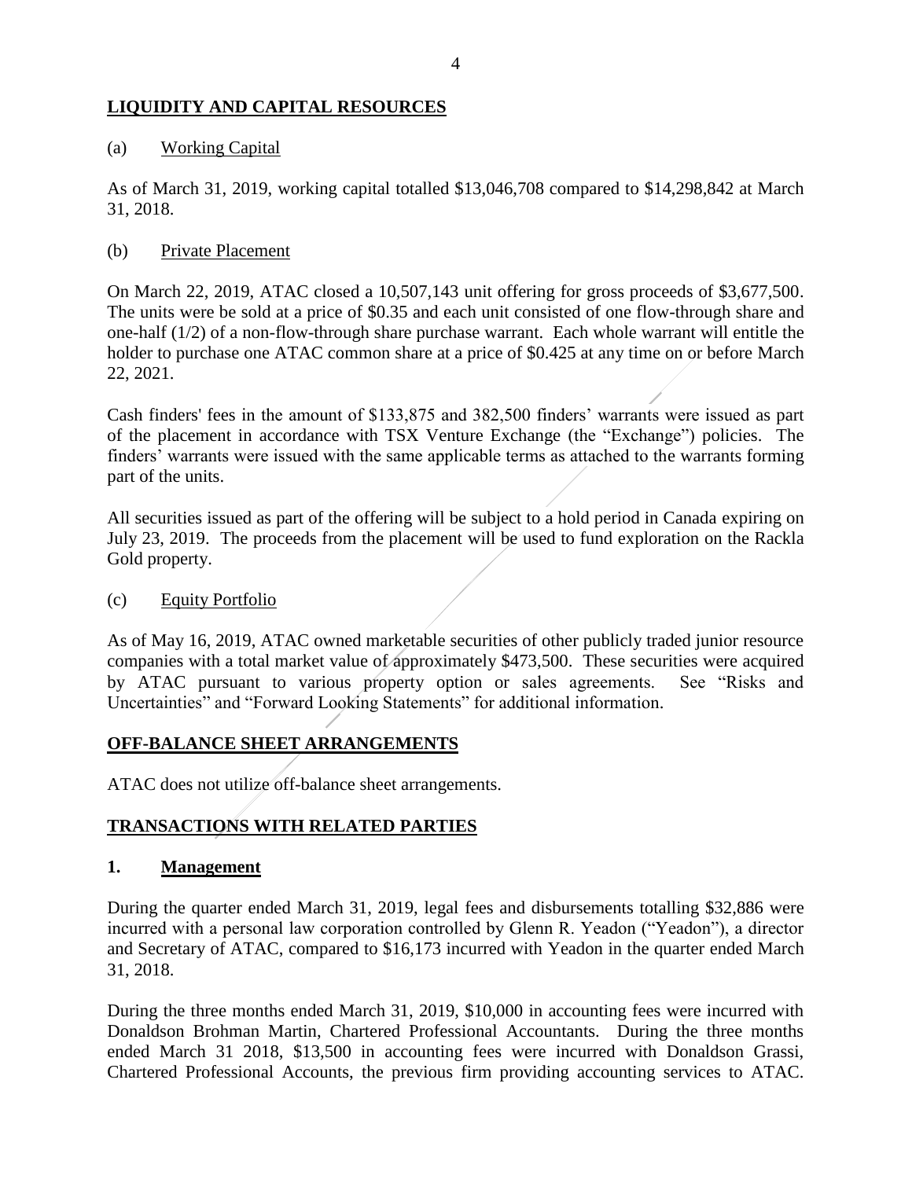## LIQUIDITY AND CAPITAL RESOURCES

(a) Working Capital

As of March 31, 2019, working capital totalled $13,046,708 compared to $14,298,842 at March 31, 2018.

(b) Private Placement

On March 22, 2019, ATAC closed a 10,507,143 unit offering for gross proceeds of $3,677,500. The units were be sold at a price of $0.35 and each unit consisted of one flow-through share and one-half (1/2) of a non-flow-through share purchase warrant. Each whole warrant will entitle the holder to purchase one ATAC common share at a price of $0.425 at any time on or before March 22, 2021.

Cash finders' fees in the amount of $133,875 and 382,500 finders' warrants were issued as part of the placement in accordance with TSX Venture Exchange (the "Exchange") policies. The finders' warrants were issued with the same applicable terms as attached to the warrants forming part of the units.

All securities issued as part of the offering will be subject to a hold period in Canada expiring on July 23, 2019. The proceeds from the placement will be used to fund exploration on the Rackla Gold property.

(c) Equity Portfolio

As of May 16, 2019, ATAC owned marketable securities of other publicly traded junior resource companies with a total market value of approximately $473,500. These securities were acquired by ATAC pursuant to various property option or sales agreements. See "Risks and Uncertainties" and "Forward Looking Statements" for additional information.

## OFF-BALANCE SHEET ARRANGEMENTS

ATAC does not utilize off-balance sheet arrangements.

## TRANSACTIONS WITH RELATED PARTIES

### 1. Management

During the quarter ended March 31, 2019, legal fees and disbursements totalling $32,886 were incurred with a personal law corporation controlled by Glenn R. Yeadon ("Yeadon"), a director and Secretary of ATAC, compared to $16,173 incurred with Yeadon in the quarter ended March 31, 2018.

During the three months ended March 31, 2019, $10,000 in accounting fees were incurred with Donaldson Brohman Martin, Chartered Professional Accountants. During the three months ended March 31 2018, $13,500 in accounting fees were incurred with Donaldson Grassi, Chartered Professional Accounts, the previous firm providing accounting services to ATAC.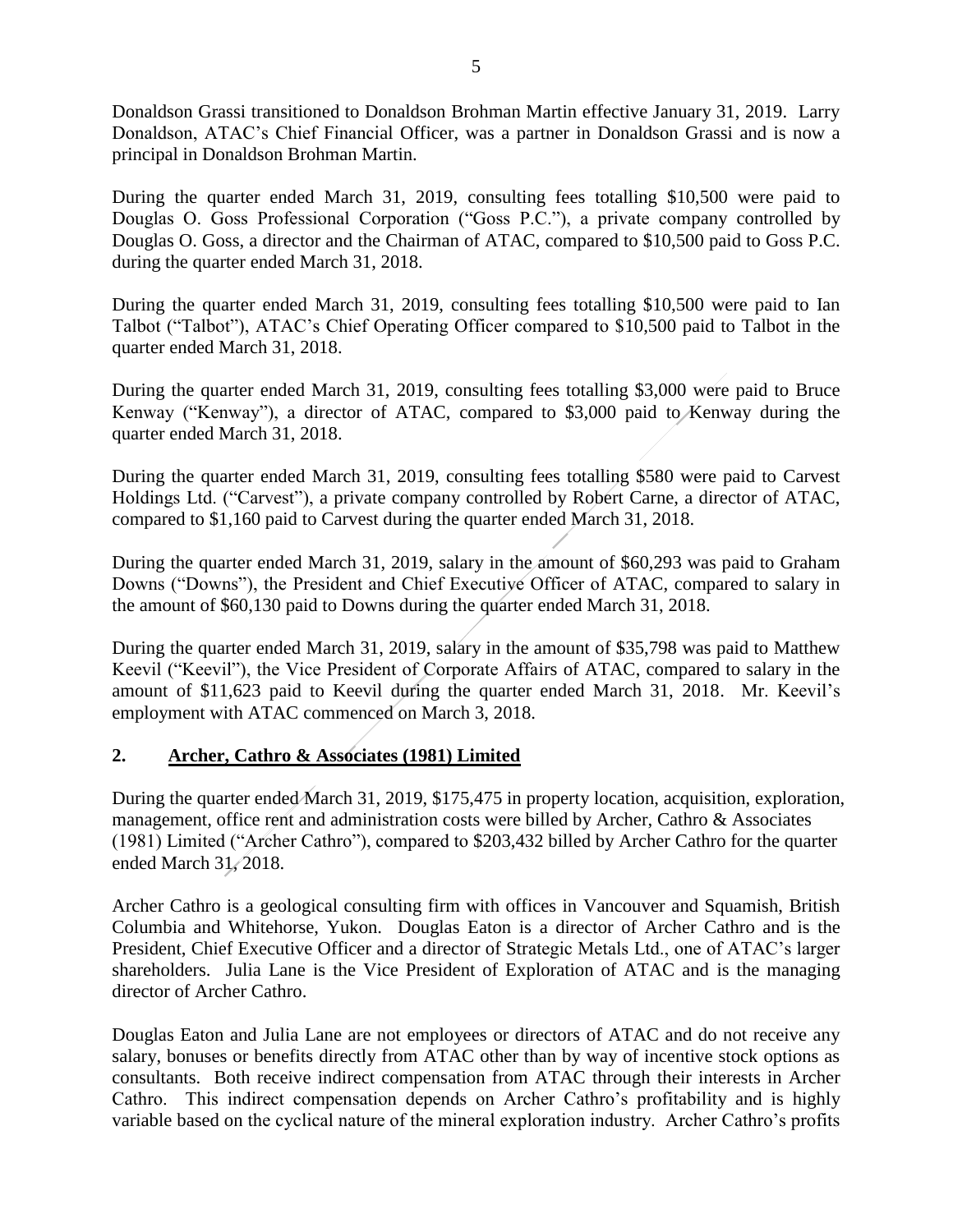Donaldson Grassi transitioned to Donaldson Brohman Martin effective January 31, 2019. Larry Donaldson, ATAC's Chief Financial Officer, was a partner in Donaldson Grassi and is now a principal in Donaldson Brohman Martin.

During the quarter ended March 31, 2019, consulting fees totalling $10,500 were paid to Douglas O. Goss Professional Corporation ("Goss P.C."), a private company controlled by Douglas O. Goss, a director and the Chairman of ATAC, compared to $10,500 paid to Goss P.C. during the quarter ended March 31, 2018.

During the quarter ended March 31, 2019, consulting fees totalling $10,500 were paid to Ian Talbot ("Talbot"), ATAC's Chief Operating Officer compared to $10,500 paid to Talbot in the quarter ended March 31, 2018.

During the quarter ended March 31, 2019, consulting fees totalling $3,000 were paid to Bruce Kenway ("Kenway"), a director of ATAC, compared to $3,000 paid to Kenway during the quarter ended March 31, 2018.

During the quarter ended March 31, 2019, consulting fees totalling $580 were paid to Carvest Holdings Ltd. ("Carvest"), a private company controlled by Robert Carne, a director of ATAC, compared to $1,160 paid to Carvest during the quarter ended March 31, 2018.

During the quarter ended March 31, 2019, salary in the amount of $60,293 was paid to Graham Downs ("Downs"), the President and Chief Executive Officer of ATAC, compared to salary in the amount of $60,130 paid to Downs during the quarter ended March 31, 2018.

During the quarter ended March 31, 2019, salary in the amount of $35,798 was paid to Matthew Keevil ("Keevil"), the Vice President of Corporate Affairs of ATAC, compared to salary in the amount of $11,623 paid to Keevil during the quarter ended March 31, 2018. Mr. Keevil's employment with ATAC commenced on March 3, 2018.

## 2. Archer, Cathro & Associates (1981) Limited

During the quarter ended March 31, 2019, $175,475 in property location, acquisition, exploration, management, office rent and administration costs were billed by Archer, Cathro & Associates (1981) Limited ("Archer Cathro"), compared to $203,432 billed by Archer Cathro for the quarter ended March 31, 2018.

Archer Cathro is a geological consulting firm with offices in Vancouver and Squamish, British Columbia and Whitehorse, Yukon. Douglas Eaton is a director of Archer Cathro and is the President, Chief Executive Officer and a director of Strategic Metals Ltd., one of ATAC's larger shareholders. Julia Lane is the Vice President of Exploration of ATAC and is the managing director of Archer Cathro.

Douglas Eaton and Julia Lane are not employees or directors of ATAC and do not receive any salary, bonuses or benefits directly from ATAC other than by way of incentive stock options as consultants. Both receive indirect compensation from ATAC through their interests in Archer Cathro. This indirect compensation depends on Archer Cathro's profitability and is highly variable based on the cyclical nature of the mineral exploration industry. Archer Cathro's profits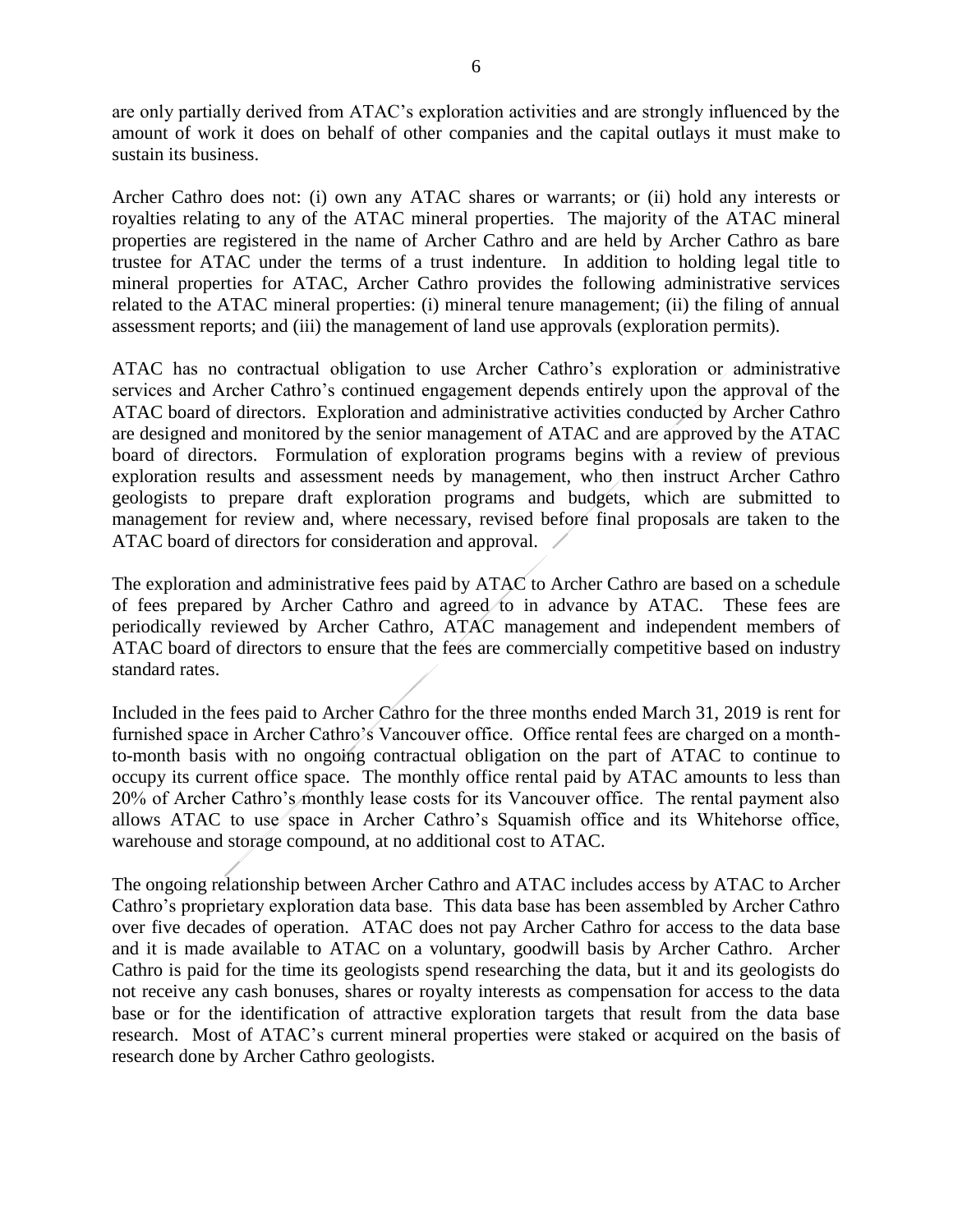are only partially derived from ATAC's exploration activities and are strongly influenced by the amount of work it does on behalf of other companies and the capital outlays it must make to sustain its business.

Archer Cathro does not: (i) own any ATAC shares or warrants; or (ii) hold any interests or royalties relating to any of the ATAC mineral properties. The majority of the ATAC mineral properties are registered in the name of Archer Cathro and are held by Archer Cathro as bare trustee for ATAC under the terms of a trust indenture. In addition to holding legal title to mineral properties for ATAC, Archer Cathro provides the following administrative services related to the ATAC mineral properties: (i) mineral tenure management; (ii) the filing of annual assessment reports; and (iii) the management of land use approvals (exploration permits).

ATAC has no contractual obligation to use Archer Cathro's exploration or administrative services and Archer Cathro's continued engagement depends entirely upon the approval of the ATAC board of directors. Exploration and administrative activities conducted by Archer Cathro are designed and monitored by the senior management of ATAC and are approved by the ATAC board of directors. Formulation of exploration programs begins with a review of previous exploration results and assessment needs by management, who then instruct Archer Cathro geologists to prepare draft exploration programs and budgets, which are submitted to management for review and, where necessary, revised before final proposals are taken to the ATAC board of directors for consideration and approval.

The exploration and administrative fees paid by ATAC to Archer Cathro are based on a schedule of fees prepared by Archer Cathro and agreed to in advance by ATAC. These fees are periodically reviewed by Archer Cathro, ATAC management and independent members of ATAC board of directors to ensure that the fees are commercially competitive based on industry standard rates.

Included in the fees paid to Archer Cathro for the three months ended March 31, 2019 is rent for furnished space in Archer Cathro's Vancouver office. Office rental fees are charged on a month-to-month basis with no ongoing contractual obligation on the part of ATAC to continue to occupy its current office space. The monthly office rental paid by ATAC amounts to less than 20% of Archer Cathro's monthly lease costs for its Vancouver office. The rental payment also allows ATAC to use space in Archer Cathro's Squamish office and its Whitehorse office, warehouse and storage compound, at no additional cost to ATAC.

The ongoing relationship between Archer Cathro and ATAC includes access by ATAC to Archer Cathro's proprietary exploration data base. This data base has been assembled by Archer Cathro over five decades of operation. ATAC does not pay Archer Cathro for access to the data base and it is made available to ATAC on a voluntary, goodwill basis by Archer Cathro. Archer Cathro is paid for the time its geologists spend researching the data, but it and its geologists do not receive any cash bonuses, shares or royalty interests as compensation for access to the data base or for the identification of attractive exploration targets that result from the data base research. Most of ATAC's current mineral properties were staked or acquired on the basis of research done by Archer Cathro geologists.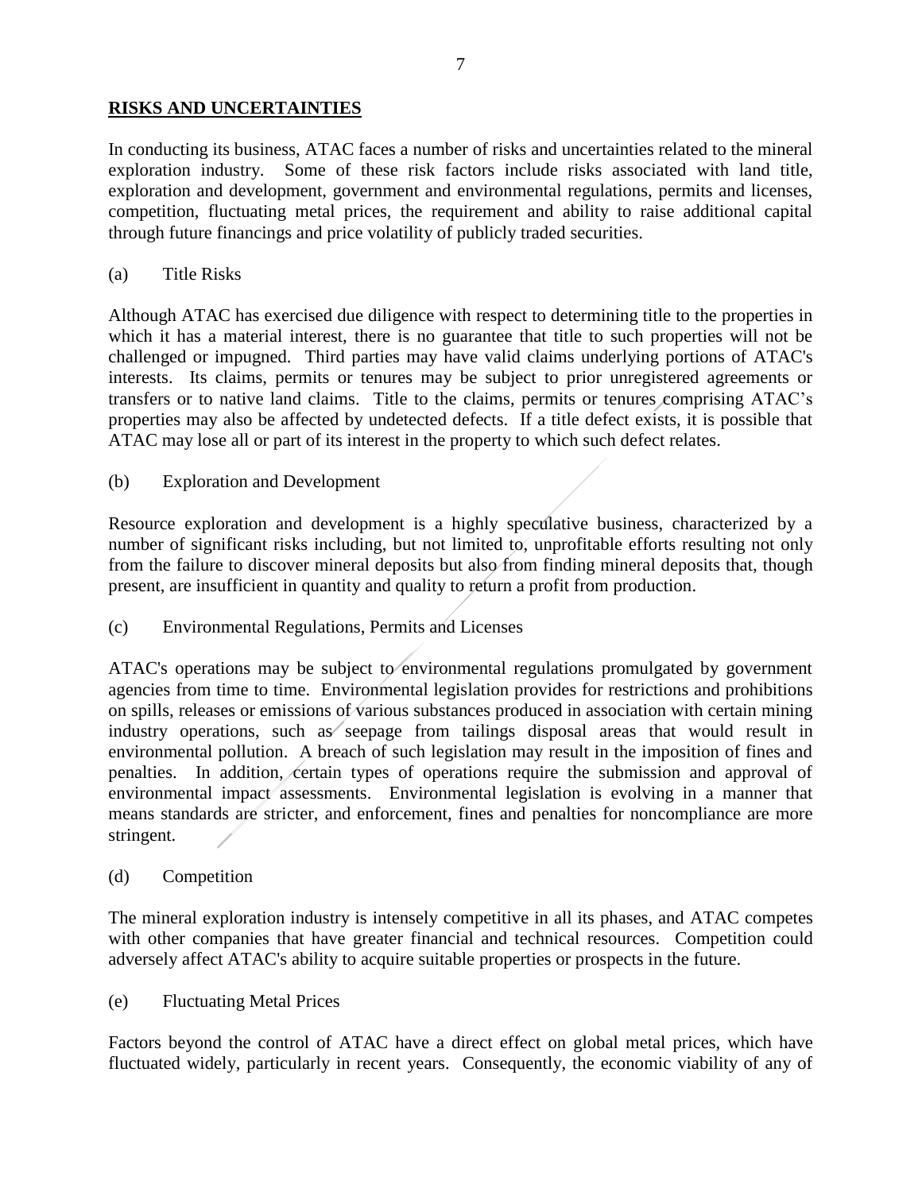**RISKS AND UNCERTAINTIES**

In conducting its business, ATAC faces a number of risks and uncertainties related to the mineral exploration industry. Some of these risk factors include risks associated with land title, exploration and development, government and environmental regulations, permits and licenses, competition, fluctuating metal prices, the requirement and ability to raise additional capital through future financings and price volatility of publicly traded securities.

(a) Title Risks

Although ATAC has exercised due diligence with respect to determining title to the properties in which it has a material interest, there is no guarantee that title to such properties will not be challenged or impugned. Third parties may have valid claims underlying portions of ATAC's interests. Its claims, permits or tenures may be subject to prior unregistered agreements or transfers or to native land claims. Title to the claims, permits or tenures comprising ATAC's properties may also be affected by undetected defects. If a title defect exists, it is possible that ATAC may lose all or part of its interest in the property to which such defect relates.

(b) Exploration and Development

Resource exploration and development is a highly speculative business, characterized by a number of significant risks including, but not limited to, unprofitable efforts resulting not only from the failure to discover mineral deposits but also from finding mineral deposits that, though present, are insufficient in quantity and quality to return a profit from production.

(c) Environmental Regulations, Permits and Licenses

ATAC's operations may be subject to environmental regulations promulgated by government agencies from time to time. Environmental legislation provides for restrictions and prohibitions on spills, releases or emissions of various substances produced in association with certain mining industry operations, such as seepage from tailings disposal areas that would result in environmental pollution. A breach of such legislation may result in the imposition of fines and penalties. In addition, certain types of operations require the submission and approval of environmental impact assessments. Environmental legislation is evolving in a manner that means standards are stricter, and enforcement, fines and penalties for noncompliance are more stringent.

(d) Competition

The mineral exploration industry is intensely competitive in all its phases, and ATAC competes with other companies that have greater financial and technical resources. Competition could adversely affect ATAC's ability to acquire suitable properties or prospects in the future.

(e) Fluctuating Metal Prices

Factors beyond the control of ATAC have a direct effect on global metal prices, which have fluctuated widely, particularly in recent years. Consequently, the economic viability of any of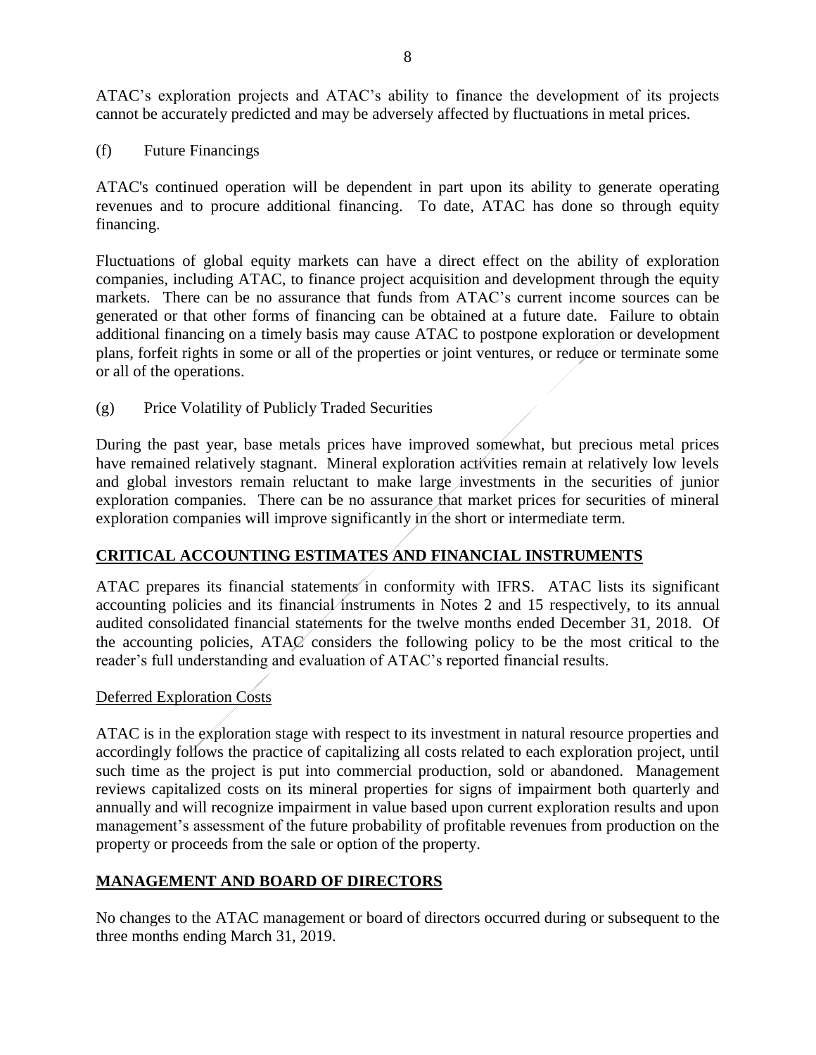ATAC's exploration projects and ATAC's ability to finance the development of its projects cannot be accurately predicted and may be adversely affected by fluctuations in metal prices.

(f) Future Financings

ATAC's continued operation will be dependent in part upon its ability to generate operating revenues and to procure additional financing. To date, ATAC has done so through equity financing.

Fluctuations of global equity markets can have a direct effect on the ability of exploration companies, including ATAC, to finance project acquisition and development through the equity markets. There can be no assurance that funds from ATAC's current income sources can be generated or that other forms of financing can be obtained at a future date. Failure to obtain additional financing on a timely basis may cause ATAC to postpone exploration or development plans, forfeit rights in some or all of the properties or joint ventures, or reduce or terminate some or all of the operations.

(g) Price Volatility of Publicly Traded Securities

During the past year, base metals prices have improved somewhat, but precious metal prices have remained relatively stagnant. Mineral exploration activities remain at relatively low levels and global investors remain reluctant to make large investments in the securities of junior exploration companies. There can be no assurance that market prices for securities of mineral exploration companies will improve significantly in the short or intermediate term.

## CRITICAL ACCOUNTING ESTIMATES AND FINANCIAL INSTRUMENTS

ATAC prepares its financial statements in conformity with IFRS. ATAC lists its significant accounting policies and its financial instruments in Notes 2 and 15 respectively, to its annual audited consolidated financial statements for the twelve months ended December 31, 2018. Of the accounting policies, ATAC considers the following policy to be the most critical to the reader's full understanding and evaluation of ATAC's reported financial results.

### Deferred Exploration Costs

ATAC is in the exploration stage with respect to its investment in natural resource properties and accordingly follows the practice of capitalizing all costs related to each exploration project, until such time as the project is put into commercial production, sold or abandoned. Management reviews capitalized costs on its mineral properties for signs of impairment both quarterly and annually and will recognize impairment in value based upon current exploration results and upon management's assessment of the future probability of profitable revenues from production on the property or proceeds from the sale or option of the property.

## MANAGEMENT AND BOARD OF DIRECTORS

No changes to the ATAC management or board of directors occurred during or subsequent to the three months ending March 31, 2019.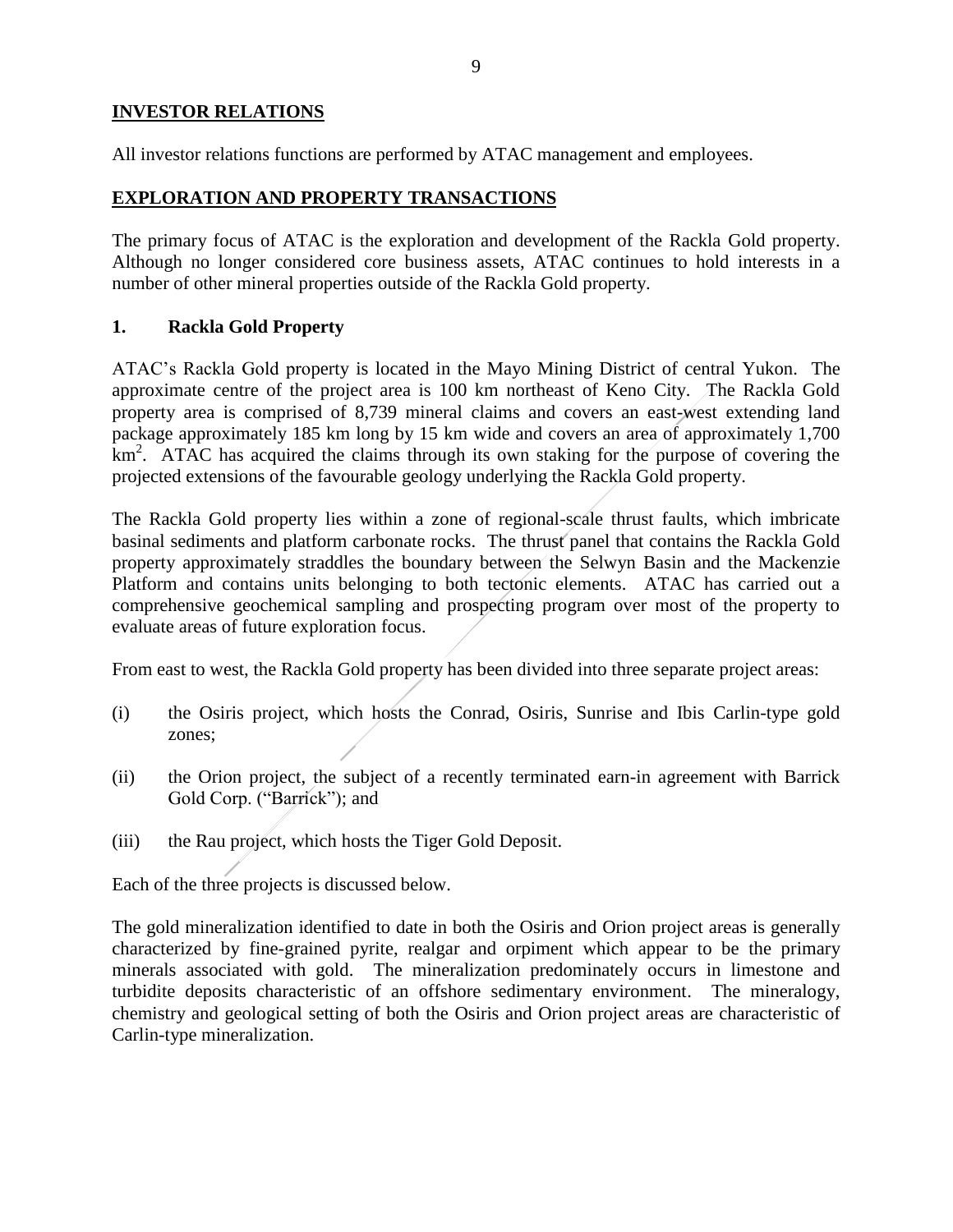## INVESTOR RELATIONS

All investor relations functions are performed by ATAC management and employees.

## EXPLORATION AND PROPERTY TRANSACTIONS

The primary focus of ATAC is the exploration and development of the Rackla Gold property. Although no longer considered core business assets, ATAC continues to hold interests in a number of other mineral properties outside of the Rackla Gold property.

### 1. Rackla Gold Property

ATAC's Rackla Gold property is located in the Mayo Mining District of central Yukon. The approximate centre of the project area is 100 km northeast of Keno City. The Rackla Gold property area is comprised of 8,739 mineral claims and covers an east-west extending land package approximately 185 km long by 15 km wide and covers an area of approximately 1,700 $km^2$. ATAC has acquired the claims through its own staking for the purpose of covering the projected extensions of the favourable geology underlying the Rackla Gold property.

The Rackla Gold property lies within a zone of regional-scale thrust faults, which imbricate basinal sediments and platform carbonate rocks. The thrust panel that contains the Rackla Gold property approximately straddles the boundary between the Selwyn Basin and the Mackenzie Platform and contains units belonging to both tectonic elements. ATAC has carried out a comprehensive geochemical sampling and prospecting program over most of the property to evaluate areas of future exploration focus.

From east to west, the Rackla Gold property has been divided into three separate project areas:

(i) the Osiris project, which hosts the Conrad, Osiris, Sunrise and Ibis Carlin-type gold zones;

(ii) the Orion project, the subject of a recently terminated earn-in agreement with Barrick Gold Corp. ("Barrick"); and

(iii) the Rau project, which hosts the Tiger Gold Deposit.

Each of the three projects is discussed below.

The gold mineralization identified to date in both the Osiris and Orion project areas is generally characterized by fine-grained pyrite, realgar and orpiment which appear to be the primary minerals associated with gold. The mineralization predominately occurs in limestone and turbidite deposits characteristic of an offshore sedimentary environment. The mineralogy, chemistry and geological setting of both the Osiris and Orion project areas are characteristic of Carlin-type mineralization.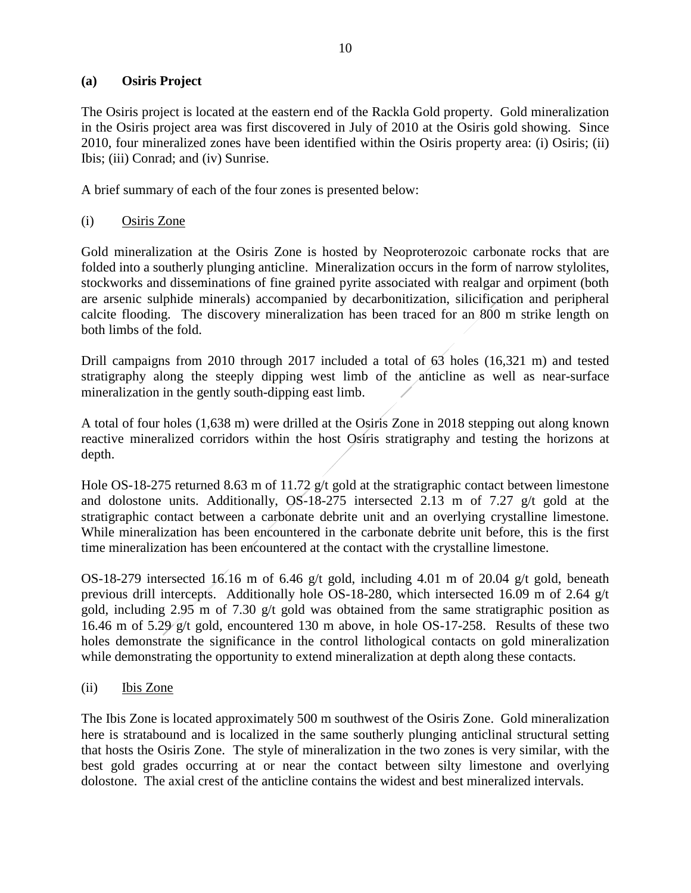### (a) Osiris Project

The Osiris project is located at the eastern end of the Rackla Gold property. Gold mineralization in the Osiris project area was first discovered in July of 2010 at the Osiris gold showing. Since 2010, four mineralized zones have been identified within the Osiris property area: (i) Osiris; (ii) Ibis; (iii) Conrad; and (iv) Sunrise.

A brief summary of each of the four zones is presented below:

#### (i) Osiris Zone

Gold mineralization at the Osiris Zone is hosted by Neoproterozoic carbonate rocks that are folded into a southerly plunging anticline. Mineralization occurs in the form of narrow stylolites, stockworks and disseminations of fine grained pyrite associated with realgar and orpiment (both are arsenic sulphide minerals) accompanied by decarbonitization, silicification and peripheral calcite flooding. The discovery mineralization has been traced for an 800 m strike length on both limbs of the fold.

Drill campaigns from 2010 through 2017 included a total of 63 holes (16,321 m) and tested stratigraphy along the steeply dipping west limb of the anticline as well as near-surface mineralization in the gently south-dipping east limb.

A total of four holes (1,638 m) were drilled at the Osiris Zone in 2018 stepping out along known reactive mineralized corridors within the host Osiris stratigraphy and testing the horizons at depth.

Hole OS-18-275 returned 8.63 m of 11.72 g/t gold at the stratigraphic contact between limestone and dolostone units. Additionally, OS-18-275 intersected 2.13 m of 7.27 g/t gold at the stratigraphic contact between a carbonate debrite unit and an overlying crystalline limestone. While mineralization has been encountered in the carbonate debrite unit before, this is the first time mineralization has been encountered at the contact with the crystalline limestone.

OS-18-279 intersected 16.16 m of 6.46 g/t gold, including 4.01 m of 20.04 g/t gold, beneath previous drill intercepts. Additionally hole OS-18-280, which intersected 16.09 m of 2.64 g/t gold, including 2.95 m of 7.30 g/t gold was obtained from the same stratigraphic position as 16.46 m of 5.29 g/t gold, encountered 130 m above, in hole OS-17-258. Results of these two holes demonstrate the significance in the control lithological contacts on gold mineralization while demonstrating the opportunity to extend mineralization at depth along these contacts.

#### (ii) Ibis Zone

The Ibis Zone is located approximately 500 m southwest of the Osiris Zone. Gold mineralization here is stratabound and is localized in the same southerly plunging anticlinal structural setting that hosts the Osiris Zone. The style of mineralization in the two zones is very similar, with the best gold grades occurring at or near the contact between silty limestone and overlying dolostone. The axial crest of the anticline contains the widest and best mineralized intervals.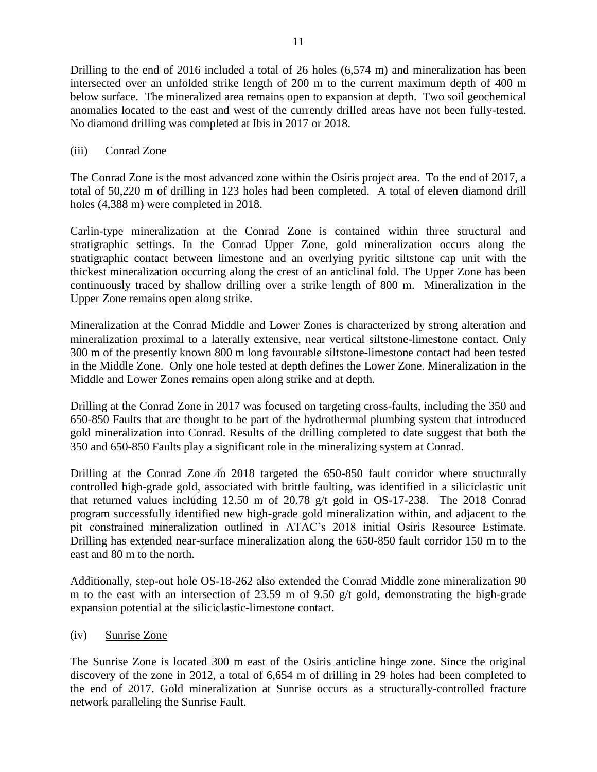Drilling to the end of 2016 included a total of 26 holes (6,574 m) and mineralization has been intersected over an unfolded strike length of 200 m to the current maximum depth of 400 m below surface. The mineralized area remains open to expansion at depth. Two soil geochemical anomalies located to the east and west of the currently drilled areas have not been fully-tested. No diamond drilling was completed at Ibis in 2017 or 2018.

(iii) Conrad Zone

The Conrad Zone is the most advanced zone within the Osiris project area. To the end of 2017, a total of 50,220 m of drilling in 123 holes had been completed. A total of eleven diamond drill holes (4,388 m) were completed in 2018.

Carlin-type mineralization at the Conrad Zone is contained within three structural and stratigraphic settings. In the Conrad Upper Zone, gold mineralization occurs along the stratigraphic contact between limestone and an overlying pyritic siltstone cap unit with the thickest mineralization occurring along the crest of an anticlinal fold. The Upper Zone has been continuously traced by shallow drilling over a strike length of 800 m. Mineralization in the Upper Zone remains open along strike.

Mineralization at the Conrad Middle and Lower Zones is characterized by strong alteration and mineralization proximal to a laterally extensive, near vertical siltstone-limestone contact. Only 300 m of the presently known 800 m long favourable siltstone-limestone contact had been tested in the Middle Zone. Only one hole tested at depth defines the Lower Zone. Mineralization in the Middle and Lower Zones remains open along strike and at depth.

Drilling at the Conrad Zone in 2017 was focused on targeting cross-faults, including the 350 and 650-850 Faults that are thought to be part of the hydrothermal plumbing system that introduced gold mineralization into Conrad. Results of the drilling completed to date suggest that both the 350 and 650-850 Faults play a significant role in the mineralizing system at Conrad.

Drilling at the Conrad Zone in 2018 targeted the 650-850 fault corridor where structurally controlled high-grade gold, associated with brittle faulting, was identified in a siliciclastic unit that returned values including 12.50 m of 20.78 g/t gold in OS-17-238. The 2018 Conrad program successfully identified new high-grade gold mineralization within, and adjacent to the pit constrained mineralization outlined in ATAC's 2018 initial Osiris Resource Estimate. Drilling has extended near-surface mineralization along the 650-850 fault corridor 150 m to the east and 80 m to the north.

Additionally, step-out hole OS-18-262 also extended the Conrad Middle zone mineralization 90 m to the east with an intersection of 23.59 m of 9.50 g/t gold, demonstrating the high-grade expansion potential at the siliciclastic-limestone contact.

(iv) Sunrise Zone

The Sunrise Zone is located 300 m east of the Osiris anticline hinge zone. Since the original discovery of the zone in 2012, a total of 6,654 m of drilling in 29 holes had been completed to the end of 2017. Gold mineralization at Sunrise occurs as a structurally-controlled fracture network paralleling the Sunrise Fault.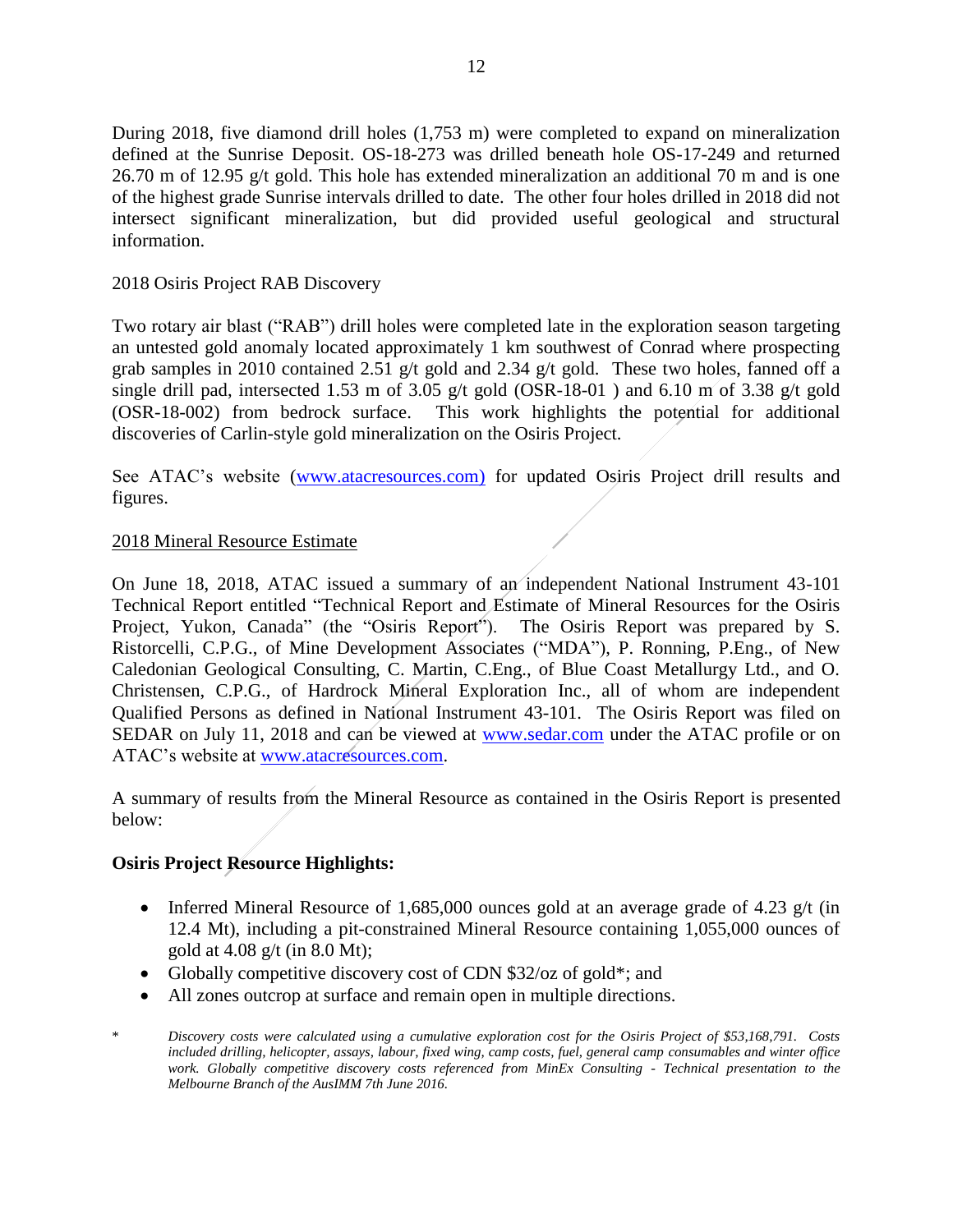During 2018, five diamond drill holes (1,753 m) were completed to expand on mineralization defined at the Sunrise Deposit. OS-18-273 was drilled beneath hole OS-17-249 and returned 26.70 m of 12.95 g/t gold. This hole has extended mineralization an additional 70 m and is one of the highest grade Sunrise intervals drilled to date. The other four holes drilled in 2018 did not intersect significant mineralization, but did provided useful geological and structural information.

2018 Osiris Project RAB Discovery

Two rotary air blast ("RAB") drill holes were completed late in the exploration season targeting an untested gold anomaly located approximately 1 km southwest of Conrad where prospecting grab samples in 2010 contained 2.51 g/t gold and 2.34 g/t gold. These two holes, fanned off a single drill pad, intersected 1.53 m of 3.05 g/t gold (OSR-18-01 ) and 6.10 m of 3.38 g/t gold (OSR-18-002) from bedrock surface. This work highlights the potential for additional discoveries of Carlin-style gold mineralization on the Osiris Project.

See ATAC's website (www.atacresources.com) for updated Osiris Project drill results and figures.

<u>2018 Mineral Resource Estimate</u>

On June 18, 2018, ATAC issued a summary of an independent National Instrument 43-101 Technical Report entitled "Technical Report and Estimate of Mineral Resources for the Osiris Project, Yukon, Canada" (the "Osiris Report"). The Osiris Report was prepared by S. Ristorcelli, C.P.G., of Mine Development Associates ("MDA"), P. Ronning, P.Eng., of New Caledonian Geological Consulting, C. Martin, C.Eng., of Blue Coast Metallurgy Ltd., and O. Christensen, C.P.G., of Hardrock Mineral Exploration Inc., all of whom are independent Qualified Persons as defined in National Instrument 43-101. The Osiris Report was filed on SEDAR on July 11, 2018 and can be viewed at www.sedar.com under the ATAC profile or on ATAC's website at www.atacresources.com.

A summary of results from the Mineral Resource as contained in the Osiris Report is presented below:

**Osiris Project Resource Highlights:**

- Inferred Mineral Resource of 1,685,000 ounces gold at an average grade of 4.23 g/t (in 12.4 Mt), including a pit-constrained Mineral Resource containing 1,055,000 ounces of gold at 4.08 g/t (in 8.0 Mt);
- Globally competitive discovery cost of CDN $32/oz of gold*; and
- All zones outcrop at surface and remain open in multiple directions.

\* *Discovery costs were calculated using a cumulative exploration cost for the Osiris Project of $53,168,791. Costs included drilling, helicopter, assays, labour, fixed wing, camp costs, fuel, general camp consumables and winter office work. Globally competitive discovery costs referenced from MinEx Consulting - Technical presentation to the Melbourne Branch of the AusIMM 7th June 2016.*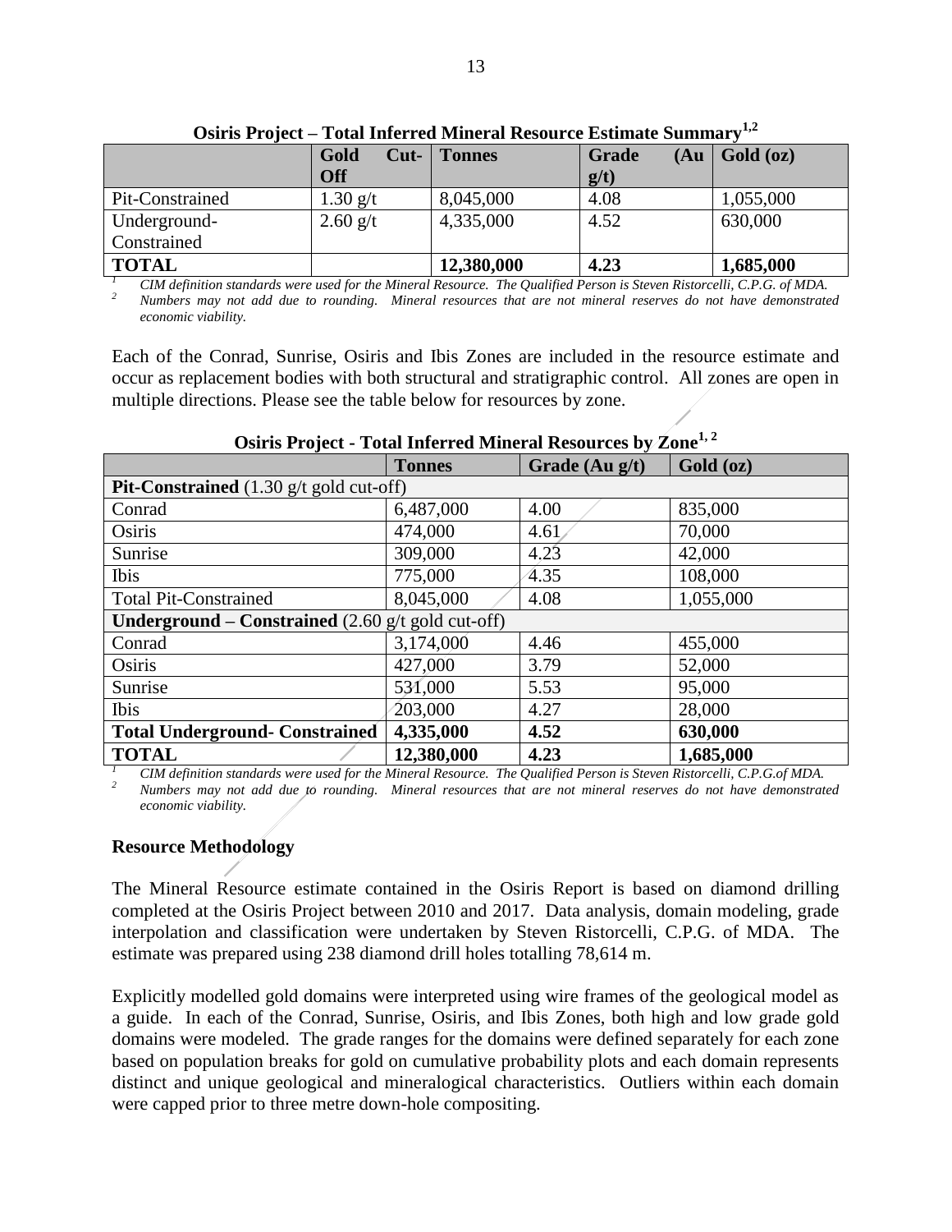**Osiris Project – Total Inferred Mineral Resource Estimate Summary[1,2]**

| | Gold Cut-Off | Tonnes | Grade (Au g/t) | Gold (oz) |
|---|---|---|---|---|
| Pit-Constrained | 1.30 g/t | 8,045,000 | 4.08 | 1,055,000 |
| Underground-Constrained | 2.60 g/t | 4,335,000 | 4.52 | 630,000 |
| **TOTAL** | | **12,380,000** | **4.23** | **1,685,000** |

[1] *CIM definition standards were used for the Mineral Resource. The Qualified Person is Steven Ristorcelli, C.P.G. of MDA.*
[2] *Numbers may not add due to rounding. Mineral resources that are not mineral reserves do not have demonstrated economic viability.*

Each of the Conrad, Sunrise, Osiris and Ibis Zones are included in the resource estimate and occur as replacement bodies with both structural and stratigraphic control. All zones are open in multiple directions. Please see the table below for resources by zone.

**Osiris Project - Total Inferred Mineral Resources by Zone[1, 2]**

| | Tonnes | Grade (Au g/t) | Gold (oz) |
|---|---|---|---|
| **Pit-Constrained** (1.30 g/t gold cut-off) | | | |
| Conrad | 6,487,000 | 4.00 | 835,000 |
| Osiris | 474,000 | 4.61 | 70,000 |
| Sunrise | 309,000 | 4.23 | 42,000 |
| Ibis | 775,000 | 4.35 | 108,000 |
| Total Pit-Constrained | 8,045,000 | 4.08 | 1,055,000 |
| **Underground – Constrained** (2.60 g/t gold cut-off) | | | |
| Conrad | 3,174,000 | 4.46 | 455,000 |
| Osiris | 427,000 | 3.79 | 52,000 |
| Sunrise | 531,000 | 5.53 | 95,000 |
| Ibis | 203,000 | 4.27 | 28,000 |
| **Total Underground- Constrained** | **4,335,000** | **4.52** | **630,000** |
| **TOTAL** | **12,380,000** | **4.23** | **1,685,000** |

[1] *CIM definition standards were used for the Mineral Resource. The Qualified Person is Steven Ristorcelli, C.P.G.of MDA.*
[2] *Numbers may not add due to rounding. Mineral resources that are not mineral reserves do not have demonstrated economic viability.*

**Resource Methodology**

The Mineral Resource estimate contained in the Osiris Report is based on diamond drilling completed at the Osiris Project between 2010 and 2017. Data analysis, domain modeling, grade interpolation and classification were undertaken by Steven Ristorcelli, C.P.G. of MDA. The estimate was prepared using 238 diamond drill holes totalling 78,614 m.

Explicitly modelled gold domains were interpreted using wire frames of the geological model as a guide. In each of the Conrad, Sunrise, Osiris, and Ibis Zones, both high and low grade gold domains were modeled. The grade ranges for the domains were defined separately for each zone based on population breaks for gold on cumulative probability plots and each domain represents distinct and unique geological and mineralogical characteristics. Outliers within each domain were capped prior to three metre down-hole compositing.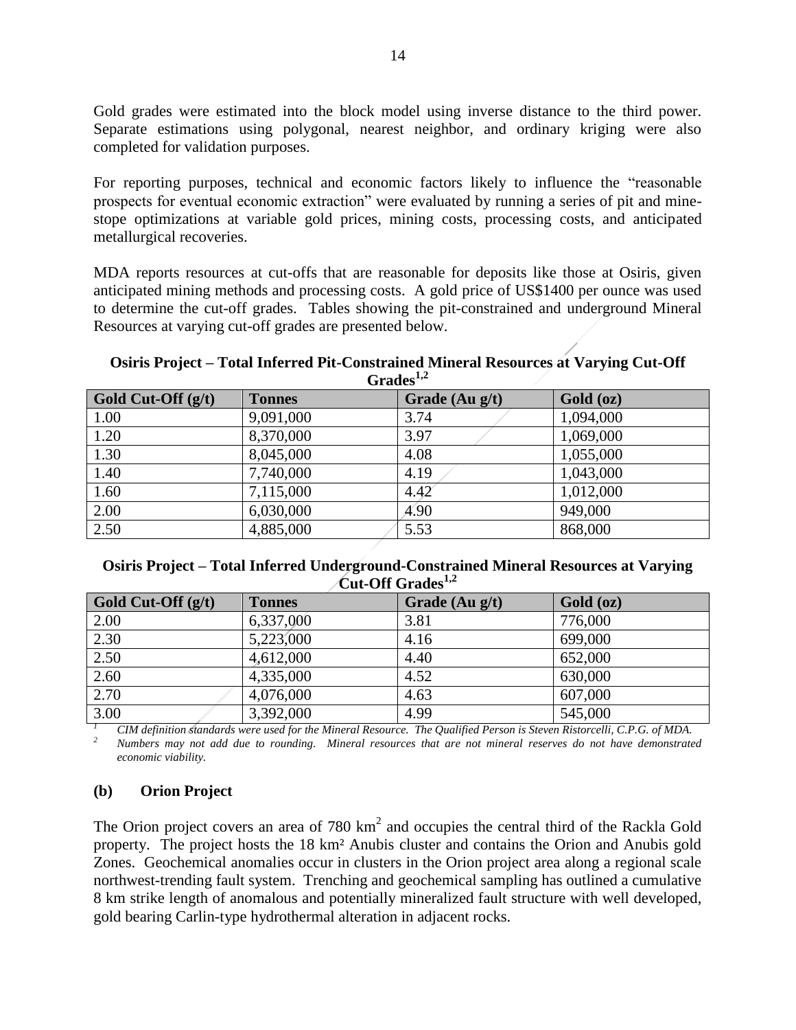Gold grades were estimated into the block model using inverse distance to the third power. Separate estimations using polygonal, nearest neighbor, and ordinary kriging were also completed for validation purposes.

For reporting purposes, technical and economic factors likely to influence the "reasonable prospects for eventual economic extraction" were evaluated by running a series of pit and mine-stope optimizations at variable gold prices, mining costs, processing costs, and anticipated metallurgical recoveries.

MDA reports resources at cut-offs that are reasonable for deposits like those at Osiris, given anticipated mining methods and processing costs. A gold price of US$1400 per ounce was used to determine the cut-off grades. Tables showing the pit-constrained and underground Mineral Resources at varying cut-off grades are presented below.

**Osiris Project – Total Inferred Pit-Constrained Mineral Resources at Varying Cut-Off Grades[1,2]**

| Gold Cut-Off (g/t) | Tonnes | Grade (Au g/t) | Gold (oz) |
|---|---|---|---|
| 1.00 | 9,091,000 | 3.74 | 1,094,000 |
| 1.20 | 8,370,000 | 3.97 | 1,069,000 |
| 1.30 | 8,045,000 | 4.08 | 1,055,000 |
| 1.40 | 7,740,000 | 4.19 | 1,043,000 |
| 1.60 | 7,115,000 | 4.42 | 1,012,000 |
| 2.00 | 6,030,000 | 4.90 | 949,000 |
| 2.50 | 4,885,000 | 5.53 | 868,000 |

**Osiris Project – Total Inferred Underground-Constrained Mineral Resources at Varying Cut-Off Grades[1,2]**

| Gold Cut-Off (g/t) | Tonnes | Grade (Au g/t) | Gold (oz) |
|---|---|---|---|
| 2.00 | 6,337,000 | 3.81 | 776,000 |
| 2.30 | 5,223,000 | 4.16 | 699,000 |
| 2.50 | 4,612,000 | 4.40 | 652,000 |
| 2.60 | 4,335,000 | 4.52 | 630,000 |
| 2.70 | 4,076,000 | 4.63 | 607,000 |
| 3.00 | 3,392,000 | 4.99 | 545,000 |

[1] *CIM definition standards were used for the Mineral Resource. The Qualified Person is Steven Ristorcelli, C.P.G. of MDA.*

[2] *Numbers may not add due to rounding. Mineral resources that are not mineral reserves do not have demonstrated economic viability.*

### (b) Orion Project

The Orion project covers an area of 780 $km^2$ and occupies the central third of the Rackla Gold property. The project hosts the 18 $km^2$ Anubis cluster and contains the Orion and Anubis gold Zones. Geochemical anomalies occur in clusters in the Orion project area along a regional scale northwest-trending fault system. Trenching and geochemical sampling has outlined a cumulative 8 km strike length of anomalous and potentially mineralized fault structure with well developed, gold bearing Carlin-type hydrothermal alteration in adjacent rocks.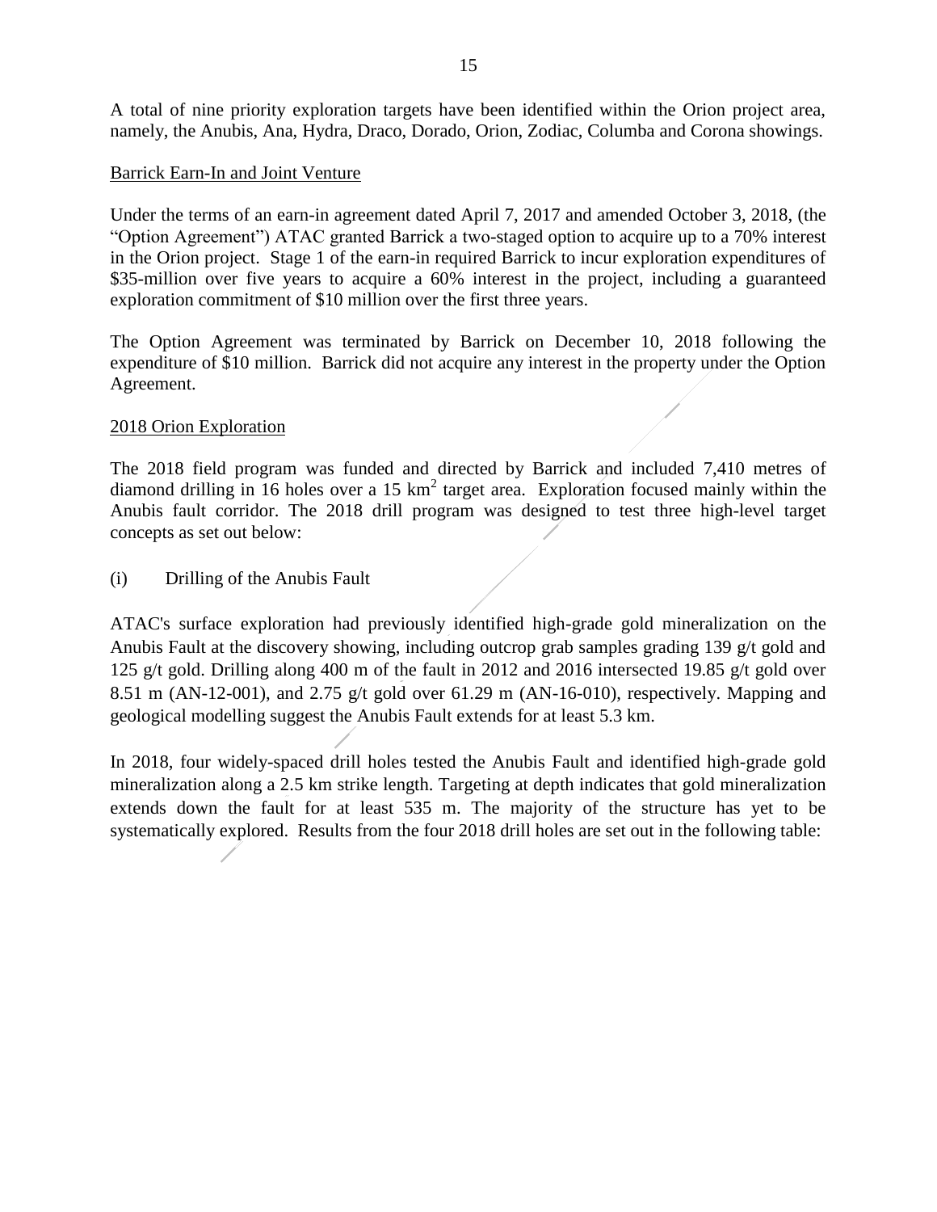A total of nine priority exploration targets have been identified within the Orion project area, namely, the Anubis, Ana, Hydra, Draco, Dorado, Orion, Zodiac, Columba and Corona showings.

Barrick Earn-In and Joint Venture

Under the terms of an earn-in agreement dated April 7, 2017 and amended October 3, 2018, (the "Option Agreement") ATAC granted Barrick a two-staged option to acquire up to a 70% interest in the Orion project. Stage 1 of the earn-in required Barrick to incur exploration expenditures of \$35-million over five years to acquire a 60% interest in the project, including a guaranteed exploration commitment of \$10 million over the first three years.

The Option Agreement was terminated by Barrick on December 10, 2018 following the expenditure of \$10 million. Barrick did not acquire any interest in the property under the Option Agreement.

2018 Orion Exploration

The 2018 field program was funded and directed by Barrick and included 7,410 metres of diamond drilling in 16 holes over a 15 $km^2$ target area. Exploration focused mainly within the Anubis fault corridor. The 2018 drill program was designed to test three high-level target concepts as set out below:

(i) Drilling of the Anubis Fault

ATAC's surface exploration had previously identified high-grade gold mineralization on the Anubis Fault at the discovery showing, including outcrop grab samples grading 139 g/t gold and 125 g/t gold. Drilling along 400 m of the fault in 2012 and 2016 intersected 19.85 g/t gold over 8.51 m (AN-12-001), and 2.75 g/t gold over 61.29 m (AN-16-010), respectively. Mapping and geological modelling suggest the Anubis Fault extends for at least 5.3 km.

In 2018, four widely-spaced drill holes tested the Anubis Fault and identified high-grade gold mineralization along a 2.5 km strike length. Targeting at depth indicates that gold mineralization extends down the fault for at least 535 m. The majority of the structure has yet to be systematically explored. Results from the four 2018 drill holes are set out in the following table: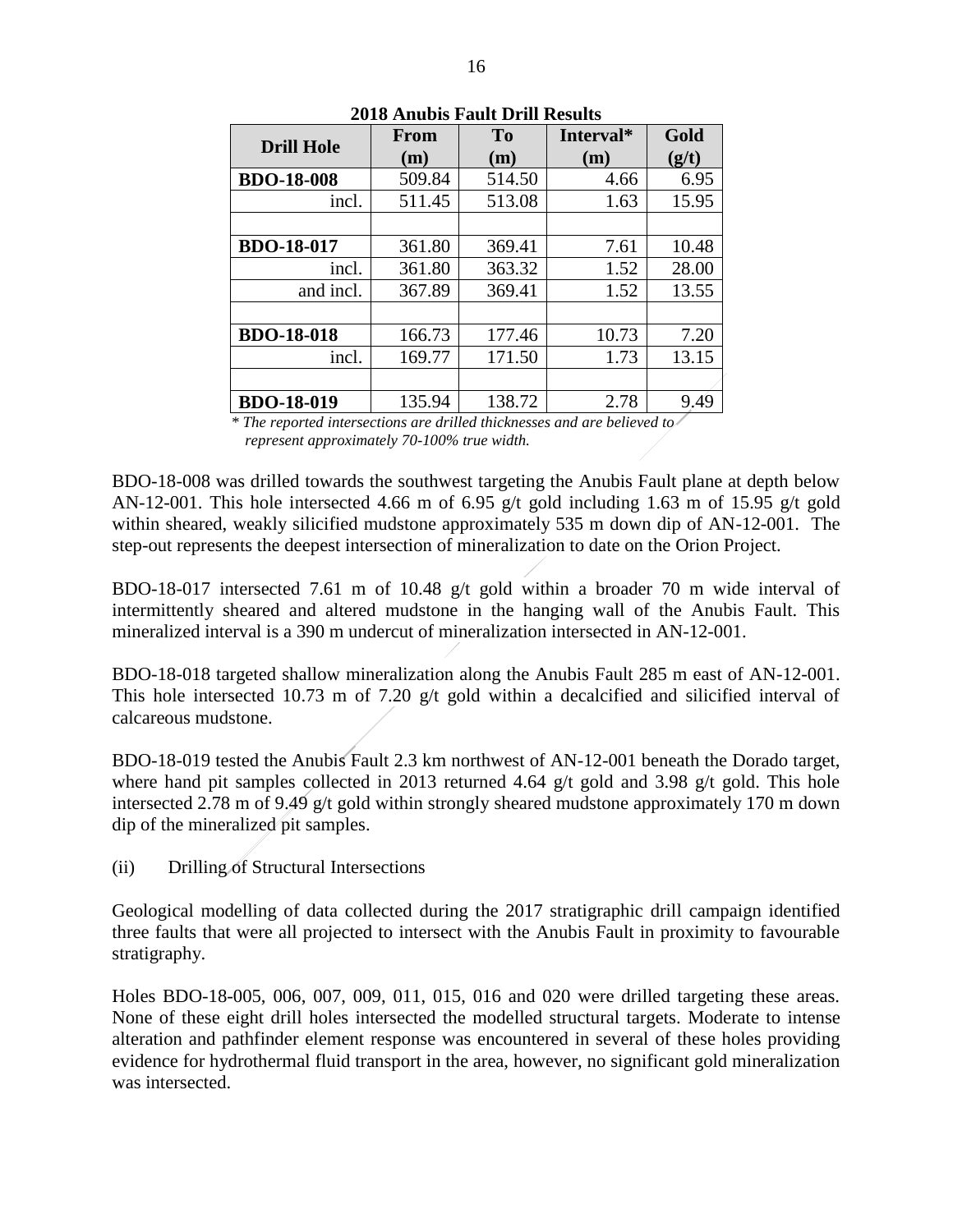**2018 Anubis Fault Drill Results**

| Drill Hole | From (m) | To (m) | Interval* (m) | Gold (g/t) |
|---|---|---|---|---|
| **BDO-18-008** | 509.84 | 514.50 | 4.66 | 6.95 |
| incl. | 511.45 | 513.08 | 1.63 | 15.95 |
| | | | | |
| **BDO-18-017** | 361.80 | 369.41 | 7.61 | 10.48 |
| incl. | 361.80 | 363.32 | 1.52 | 28.00 |
| and incl. | 367.89 | 369.41 | 1.52 | 13.55 |
| | | | | |
| **BDO-18-018** | 166.73 | 177.46 | 10.73 | 7.20 |
| incl. | 169.77 | 171.50 | 1.73 | 13.15 |
| | | | | |
| **BDO-18-019** | 135.94 | 138.72 | 2.78 | 9.49 |

*\* The reported intersections are drilled thicknesses and are believed to represent approximately 70-100% true width.*

BDO-18-008 was drilled towards the southwest targeting the Anubis Fault plane at depth below AN-12-001. This hole intersected 4.66 m of 6.95 g/t gold including 1.63 m of 15.95 g/t gold within sheared, weakly silicified mudstone approximately 535 m down dip of AN-12-001. The step-out represents the deepest intersection of mineralization to date on the Orion Project.

BDO-18-017 intersected 7.61 m of 10.48 g/t gold within a broader 70 m wide interval of intermittently sheared and altered mudstone in the hanging wall of the Anubis Fault. This mineralized interval is a 390 m undercut of mineralization intersected in AN-12-001.

BDO-18-018 targeted shallow mineralization along the Anubis Fault 285 m east of AN-12-001. This hole intersected 10.73 m of 7.20 g/t gold within a decalcified and silicified interval of calcareous mudstone.

BDO-18-019 tested the Anubis Fault 2.3 km northwest of AN-12-001 beneath the Dorado target, where hand pit samples collected in 2013 returned 4.64 g/t gold and 3.98 g/t gold. This hole intersected 2.78 m of 9.49 g/t gold within strongly sheared mudstone approximately 170 m down dip of the mineralized pit samples.

(ii) Drilling of Structural Intersections

Geological modelling of data collected during the 2017 stratigraphic drill campaign identified three faults that were all projected to intersect with the Anubis Fault in proximity to favourable stratigraphy.

Holes BDO-18-005, 006, 007, 009, 011, 015, 016 and 020 were drilled targeting these areas. None of these eight drill holes intersected the modelled structural targets. Moderate to intense alteration and pathfinder element response was encountered in several of these holes providing evidence for hydrothermal fluid transport in the area, however, no significant gold mineralization was intersected.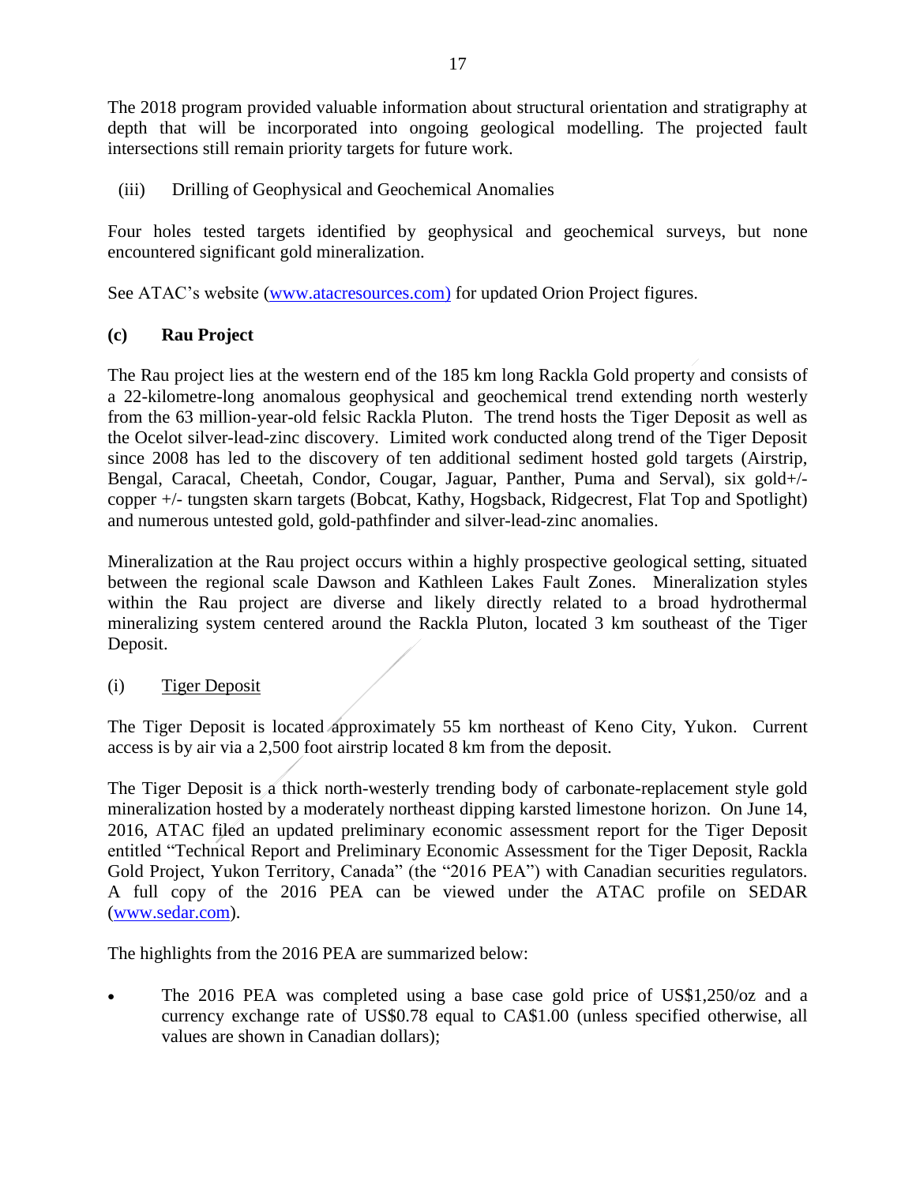The 2018 program provided valuable information about structural orientation and stratigraphy at depth that will be incorporated into ongoing geological modelling. The projected fault intersections still remain priority targets for future work.

(iii) Drilling of Geophysical and Geochemical Anomalies

Four holes tested targets identified by geophysical and geochemical surveys, but none encountered significant gold mineralization.

See ATAC's website (www.atacresources.com) for updated Orion Project figures.

**(c) Rau Project**

The Rau project lies at the western end of the 185 km long Rackla Gold property and consists of a 22-kilometre-long anomalous geophysical and geochemical trend extending north westerly from the 63 million-year-old felsic Rackla Pluton. The trend hosts the Tiger Deposit as well as the Ocelot silver-lead-zinc discovery. Limited work conducted along trend of the Tiger Deposit since 2008 has led to the discovery of ten additional sediment hosted gold targets (Airstrip, Bengal, Caracal, Cheetah, Condor, Cougar, Jaguar, Panther, Puma and Serval), six gold+/- copper +/- tungsten skarn targets (Bobcat, Kathy, Hogsback, Ridgecrest, Flat Top and Spotlight) and numerous untested gold, gold-pathfinder and silver-lead-zinc anomalies.

Mineralization at the Rau project occurs within a highly prospective geological setting, situated between the regional scale Dawson and Kathleen Lakes Fault Zones. Mineralization styles within the Rau project are diverse and likely directly related to a broad hydrothermal mineralizing system centered around the Rackla Pluton, located 3 km southeast of the Tiger Deposit.

(i) <u>Tiger Deposit</u>

The Tiger Deposit is located approximately 55 km northeast of Keno City, Yukon. Current access is by air via a 2,500 foot airstrip located 8 km from the deposit.

The Tiger Deposit is a thick north-westerly trending body of carbonate-replacement style gold mineralization hosted by a moderately northeast dipping karsted limestone horizon. On June 14, 2016, ATAC filed an updated preliminary economic assessment report for the Tiger Deposit entitled "Technical Report and Preliminary Economic Assessment for the Tiger Deposit, Rackla Gold Project, Yukon Territory, Canada" (the "2016 PEA") with Canadian securities regulators. A full copy of the 2016 PEA can be viewed under the ATAC profile on SEDAR (www.sedar.com).

The highlights from the 2016 PEA are summarized below:

- The 2016 PEA was completed using a base case gold price of US$1,250/oz and a currency exchange rate of US$0.78 equal to CA$1.00 (unless specified otherwise, all values are shown in Canadian dollars);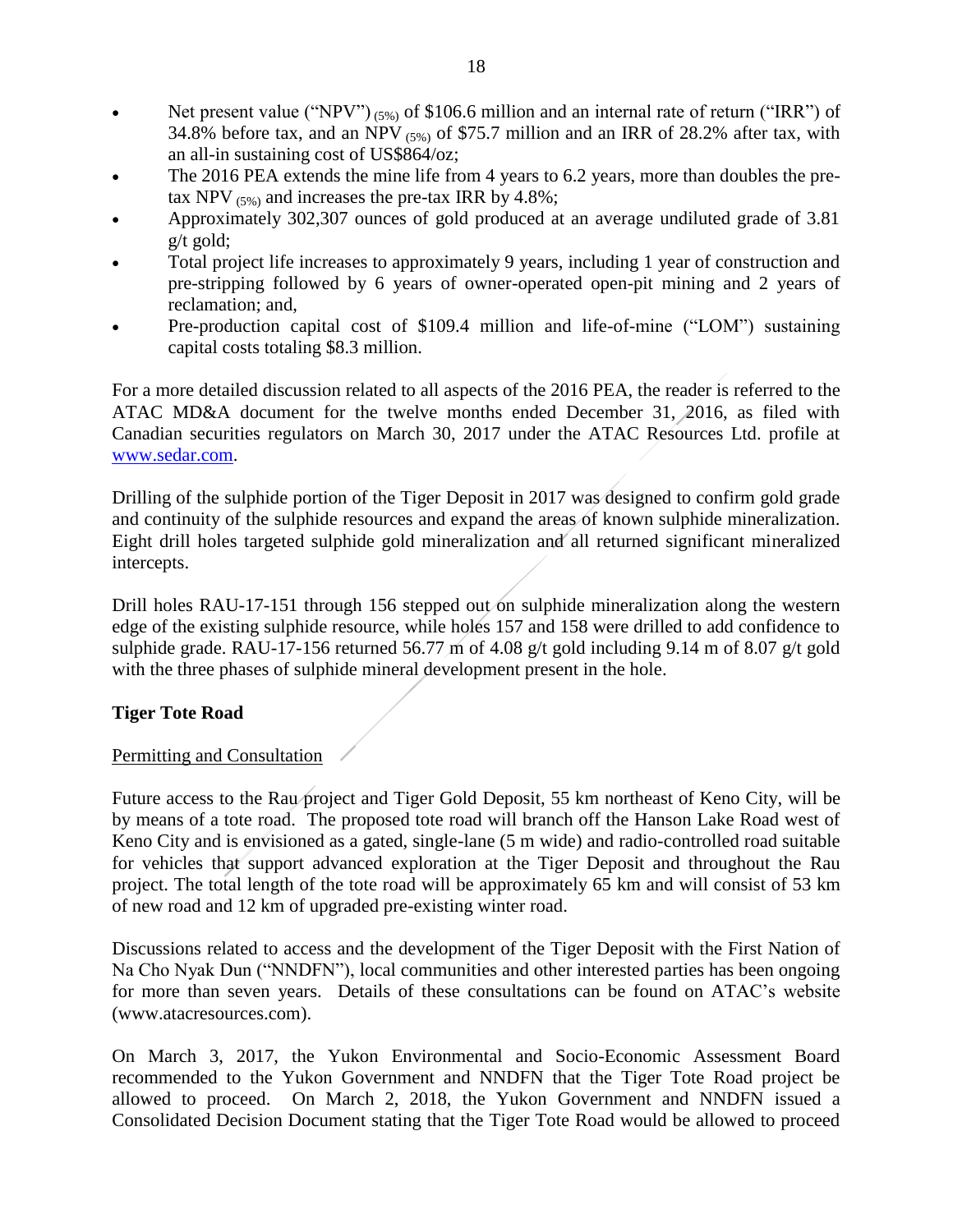- Net present value ("NPV") $_{(5\%)}$ of \$106.6 million and an internal rate of return ("IRR") of 34.8% before tax, and an NPV $_{(5\%)}$ of \$75.7 million and an IRR of 28.2% after tax, with an all-in sustaining cost of US\$864/oz;
- The 2016 PEA extends the mine life from 4 years to 6.2 years, more than doubles the pre-tax NPV $_{(5\%)}$ and increases the pre-tax IRR by 4.8%;
- Approximately 302,307 ounces of gold produced at an average undiluted grade of 3.81 g/t gold;
- Total project life increases to approximately 9 years, including 1 year of construction and pre-stripping followed by 6 years of owner-operated open-pit mining and 2 years of reclamation; and,
- Pre-production capital cost of \$109.4 million and life-of-mine ("LOM") sustaining capital costs totaling \$8.3 million.

For a more detailed discussion related to all aspects of the 2016 PEA, the reader is referred to the ATAC MD&A document for the twelve months ended December 31, 2016, as filed with Canadian securities regulators on March 30, 2017 under the ATAC Resources Ltd. profile at www.sedar.com.

Drilling of the sulphide portion of the Tiger Deposit in 2017 was designed to confirm gold grade and continuity of the sulphide resources and expand the areas of known sulphide mineralization. Eight drill holes targeted sulphide gold mineralization and all returned significant mineralized intercepts.

Drill holes RAU-17-151 through 156 stepped out on sulphide mineralization along the western edge of the existing sulphide resource, while holes 157 and 158 were drilled to add confidence to sulphide grade. RAU-17-156 returned 56.77 m of 4.08 g/t gold including 9.14 m of 8.07 g/t gold with the three phases of sulphide mineral development present in the hole.

**Tiger Tote Road**

Permitting and Consultation

Future access to the Rau project and Tiger Gold Deposit, 55 km northeast of Keno City, will be by means of a tote road. The proposed tote road will branch off the Hanson Lake Road west of Keno City and is envisioned as a gated, single-lane (5 m wide) and radio-controlled road suitable for vehicles that support advanced exploration at the Tiger Deposit and throughout the Rau project. The total length of the tote road will be approximately 65 km and will consist of 53 km of new road and 12 km of upgraded pre-existing winter road.

Discussions related to access and the development of the Tiger Deposit with the First Nation of Na Cho Nyak Dun ("NNDFN"), local communities and other interested parties has been ongoing for more than seven years. Details of these consultations can be found on ATAC's website (www.atacresources.com).

On March 3, 2017, the Yukon Environmental and Socio-Economic Assessment Board recommended to the Yukon Government and NNDFN that the Tiger Tote Road project be allowed to proceed. On March 2, 2018, the Yukon Government and NNDFN issued a Consolidated Decision Document stating that the Tiger Tote Road would be allowed to proceed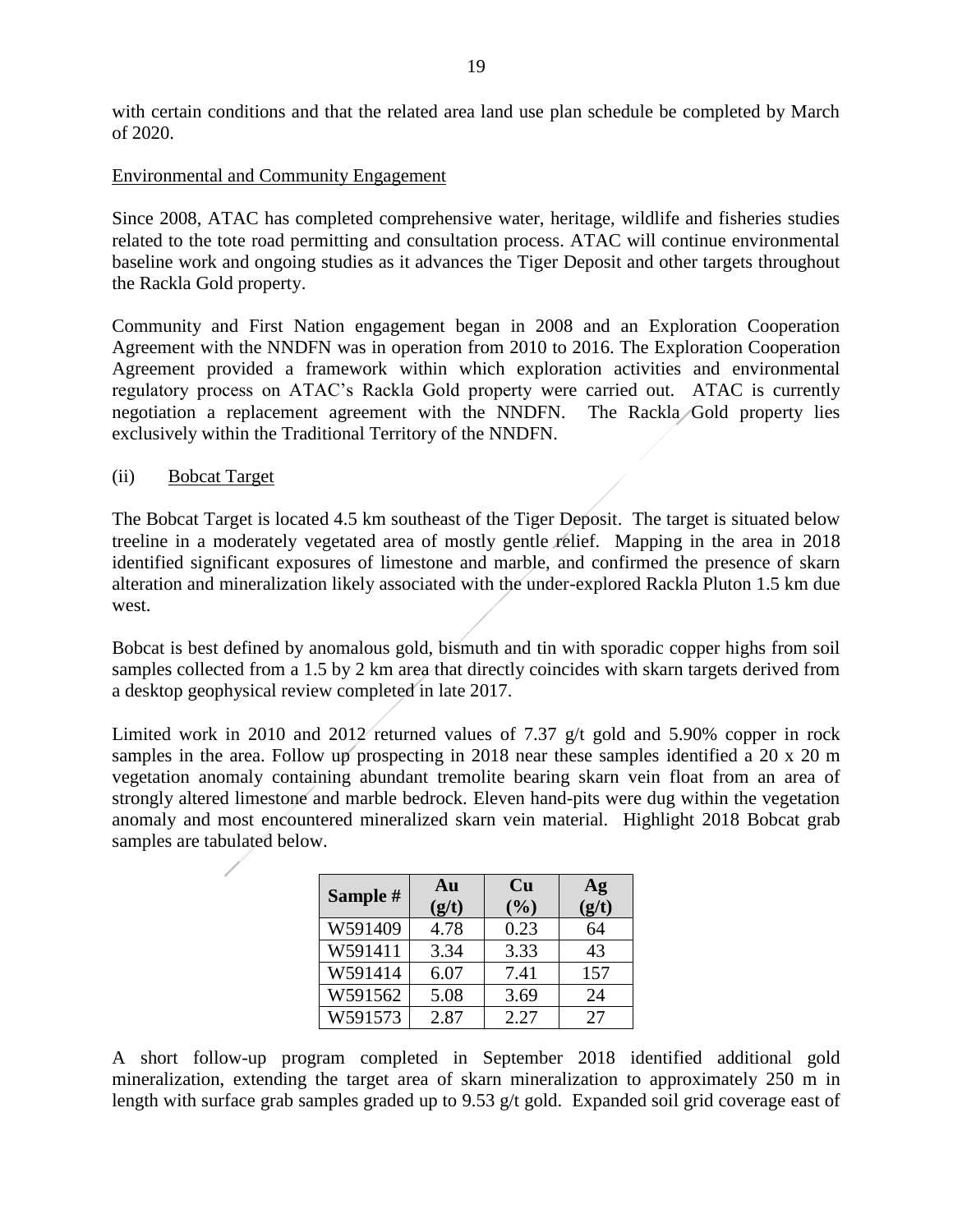with certain conditions and that the related area land use plan schedule be completed by March of 2020.

Environmental and Community Engagement

Since 2008, ATAC has completed comprehensive water, heritage, wildlife and fisheries studies related to the tote road permitting and consultation process. ATAC will continue environmental baseline work and ongoing studies as it advances the Tiger Deposit and other targets throughout the Rackla Gold property.

Community and First Nation engagement began in 2008 and an Exploration Cooperation Agreement with the NNDFN was in operation from 2010 to 2016. The Exploration Cooperation Agreement provided a framework within which exploration activities and environmental regulatory process on ATAC's Rackla Gold property were carried out. ATAC is currently negotiation a replacement agreement with the NNDFN. The Rackla Gold property lies exclusively within the Traditional Territory of the NNDFN.

(ii) Bobcat Target

The Bobcat Target is located 4.5 km southeast of the Tiger Deposit. The target is situated below treeline in a moderately vegetated area of mostly gentle relief. Mapping in the area in 2018 identified significant exposures of limestone and marble, and confirmed the presence of skarn alteration and mineralization likely associated with the under-explored Rackla Pluton 1.5 km due west.

Bobcat is best defined by anomalous gold, bismuth and tin with sporadic copper highs from soil samples collected from a 1.5 by 2 km area that directly coincides with skarn targets derived from a desktop geophysical review completed in late 2017.

Limited work in 2010 and 2012 returned values of 7.37 g/t gold and 5.90% copper in rock samples in the area. Follow up prospecting in 2018 near these samples identified a 20 x 20 m vegetation anomaly containing abundant tremolite bearing skarn vein float from an area of strongly altered limestone and marble bedrock. Eleven hand-pits were dug within the vegetation anomaly and most encountered mineralized skarn vein material. Highlight 2018 Bobcat grab samples are tabulated below.

| Sample # | Au (g/t) | Cu (%) | Ag (g/t) |
|---|---|---|---|
| W591409 | 4.78 | 0.23 | 64 |
| W591411 | 3.34 | 3.33 | 43 |
| W591414 | 6.07 | 7.41 | 157 |
| W591562 | 5.08 | 3.69 | 24 |
| W591573 | 2.87 | 2.27 | 27 |

A short follow-up program completed in September 2018 identified additional gold mineralization, extending the target area of skarn mineralization to approximately 250 m in length with surface grab samples graded up to 9.53 g/t gold. Expanded soil grid coverage east of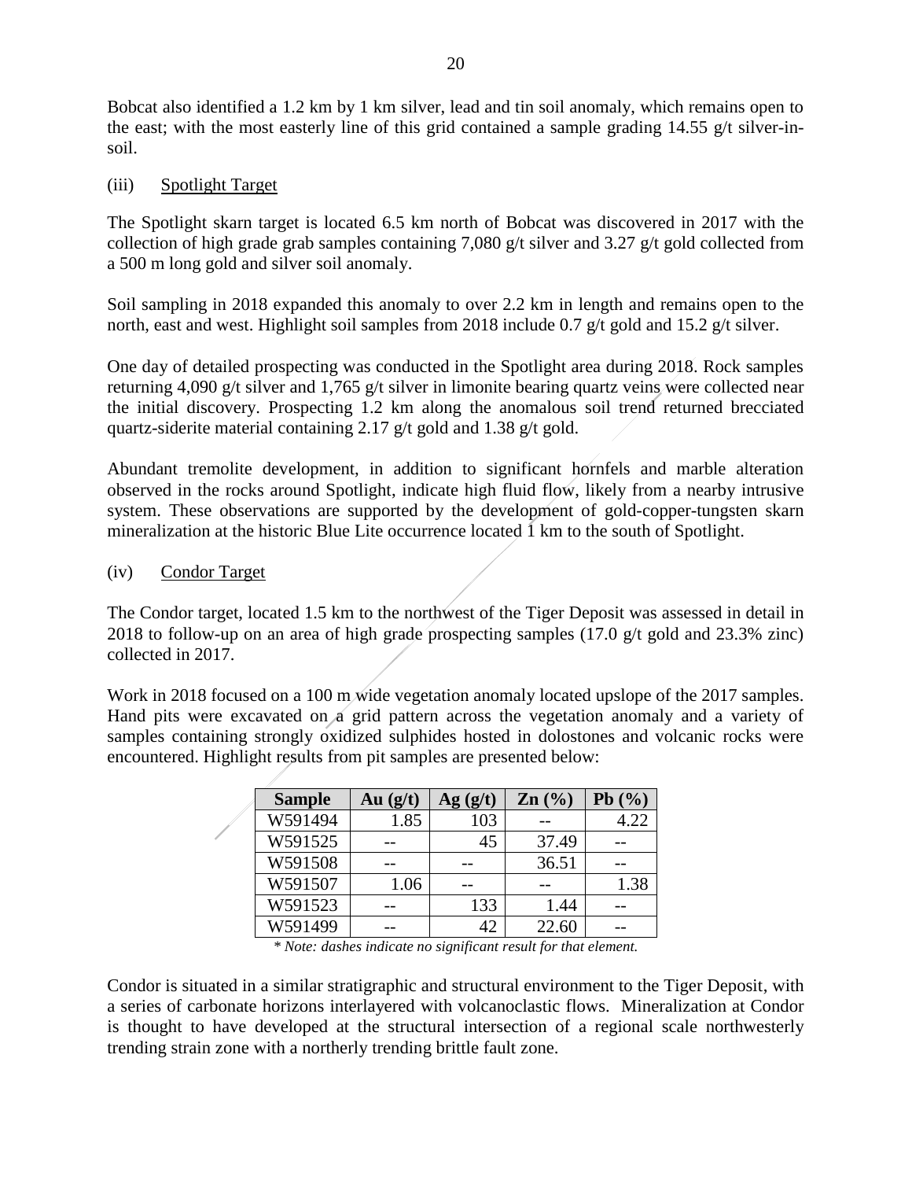Bobcat also identified a 1.2 km by 1 km silver, lead and tin soil anomaly, which remains open to the east; with the most easterly line of this grid contained a sample grading 14.55 g/t silver-in-soil.

(iii) Spotlight Target

The Spotlight skarn target is located 6.5 km north of Bobcat was discovered in 2017 with the collection of high grade grab samples containing 7,080 g/t silver and 3.27 g/t gold collected from a 500 m long gold and silver soil anomaly.

Soil sampling in 2018 expanded this anomaly to over 2.2 km in length and remains open to the north, east and west. Highlight soil samples from 2018 include 0.7 g/t gold and 15.2 g/t silver.

One day of detailed prospecting was conducted in the Spotlight area during 2018. Rock samples returning 4,090 g/t silver and 1,765 g/t silver in limonite bearing quartz veins were collected near the initial discovery. Prospecting 1.2 km along the anomalous soil trend returned brecciated quartz-siderite material containing 2.17 g/t gold and 1.38 g/t gold.

Abundant tremolite development, in addition to significant hornfels and marble alteration observed in the rocks around Spotlight, indicate high fluid flow, likely from a nearby intrusive system. These observations are supported by the development of gold-copper-tungsten skarn mineralization at the historic Blue Lite occurrence located 1 km to the south of Spotlight.

(iv) Condor Target

The Condor target, located 1.5 km to the northwest of the Tiger Deposit was assessed in detail in 2018 to follow-up on an area of high grade prospecting samples (17.0 g/t gold and 23.3% zinc) collected in 2017.

Work in 2018 focused on a 100 m wide vegetation anomaly located upslope of the 2017 samples. Hand pits were excavated on a grid pattern across the vegetation anomaly and a variety of samples containing strongly oxidized sulphides hosted in dolostones and volcanic rocks were encountered. Highlight results from pit samples are presented below:

| Sample | Au (g/t) | Ag (g/t) | Zn (%) | Pb (%) |
|---|---|---|---|---|
| W591494 | 1.85 | 103 | -- | 4.22 |
| W591525 | -- | 45 | 37.49 | -- |
| W591508 | -- | -- | 36.51 | -- |
| W591507 | 1.06 | -- | -- | 1.38 |
| W591523 | -- | 133 | 1.44 | -- |
| W591499 | -- | 42 | 22.60 | -- |

*\* Note: dashes indicate no significant result for that element.*

Condor is situated in a similar stratigraphic and structural environment to the Tiger Deposit, with a series of carbonate horizons interlayered with volcaniclastic flows. Mineralization at Condor is thought to have developed at the structural intersection of a regional scale northwesterly trending strain zone with a northerly trending brittle fault zone.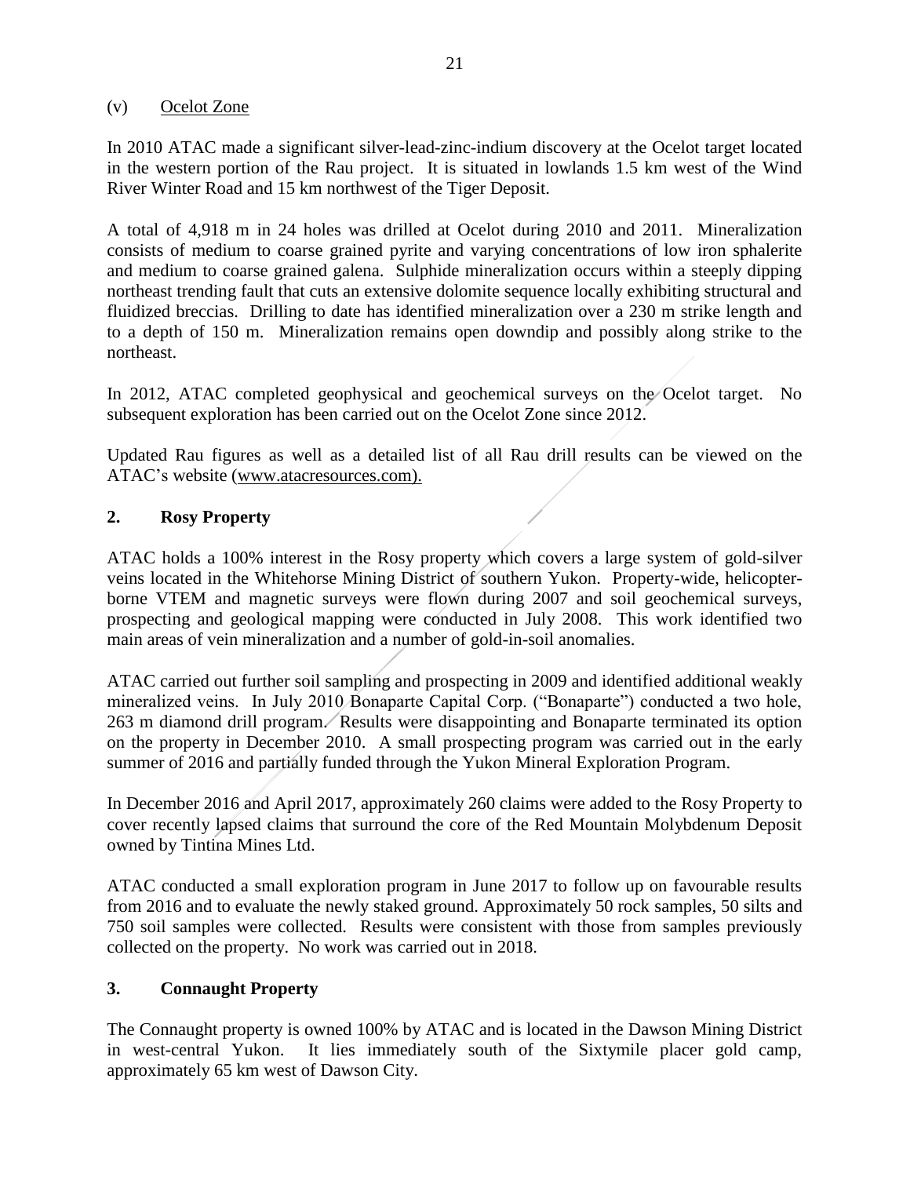### (v) Ocelot Zone

In 2010 ATAC made a significant silver-lead-zinc-indium discovery at the Ocelot target located in the western portion of the Rau project. It is situated in lowlands 1.5 km west of the Wind River Winter Road and 15 km northwest of the Tiger Deposit.

A total of 4,918 m in 24 holes was drilled at Ocelot during 2010 and 2011. Mineralization consists of medium to coarse grained pyrite and varying concentrations of low iron sphalerite and medium to coarse grained galena. Sulphide mineralization occurs within a steeply dipping northeast trending fault that cuts an extensive dolomite sequence locally exhibiting structural and fluidized breccias. Drilling to date has identified mineralization over a 230 m strike length and to a depth of 150 m. Mineralization remains open downdip and possibly along strike to the northeast.

In 2012, ATAC completed geophysical and geochemical surveys on the Ocelot target. No subsequent exploration has been carried out on the Ocelot Zone since 2012.

Updated Rau figures as well as a detailed list of all Rau drill results can be viewed on the ATAC's website (www.atacresources.com).

## 2. Rosy Property

ATAC holds a 100% interest in the Rosy property which covers a large system of gold-silver veins located in the Whitehorse Mining District of southern Yukon. Property-wide, helicopter-borne VTEM and magnetic surveys were flown during 2007 and soil geochemical surveys, prospecting and geological mapping were conducted in July 2008. This work identified two main areas of vein mineralization and a number of gold-in-soil anomalies.

ATAC carried out further soil sampling and prospecting in 2009 and identified additional weakly mineralized veins. In July 2010 Bonaparte Capital Corp. ("Bonaparte") conducted a two hole, 263 m diamond drill program. Results were disappointing and Bonaparte terminated its option on the property in December 2010. A small prospecting program was carried out in the early summer of 2016 and partially funded through the Yukon Mineral Exploration Program.

In December 2016 and April 2017, approximately 260 claims were added to the Rosy Property to cover recently lapsed claims that surround the core of the Red Mountain Molybdenum Deposit owned by Tintina Mines Ltd.

ATAC conducted a small exploration program in June 2017 to follow up on favourable results from 2016 and to evaluate the newly staked ground. Approximately 50 rock samples, 50 silts and 750 soil samples were collected. Results were consistent with those from samples previously collected on the property. No work was carried out in 2018.

## 3. Connaught Property

The Connaught property is owned 100% by ATAC and is located in the Dawson Mining District in west-central Yukon. It lies immediately south of the Sixtymile placer gold camp, approximately 65 km west of Dawson City.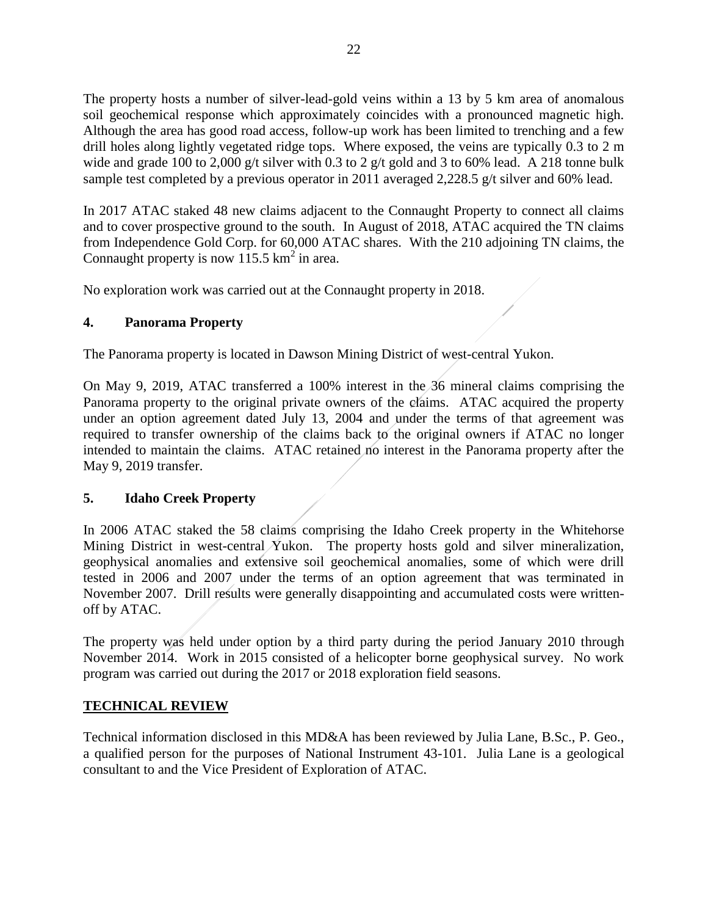The property hosts a number of silver-lead-gold veins within a 13 by 5 km area of anomalous soil geochemical response which approximately coincides with a pronounced magnetic high. Although the area has good road access, follow-up work has been limited to trenching and a few drill holes along lightly vegetated ridge tops. Where exposed, the veins are typically 0.3 to 2 m wide and grade 100 to 2,000 g/t silver with 0.3 to 2 g/t gold and 3 to 60% lead. A 218 tonne bulk sample test completed by a previous operator in 2011 averaged 2,228.5 g/t silver and 60% lead.

In 2017 ATAC staked 48 new claims adjacent to the Connaught Property to connect all claims and to cover prospective ground to the south. In August of 2018, ATAC acquired the TN claims from Independence Gold Corp. for 60,000 ATAC shares. With the 210 adjoining TN claims, the Connaught property is now 115.5 $km^2$ in area.

No exploration work was carried out at the Connaught property in 2018.

### 4. Panorama Property

The Panorama property is located in Dawson Mining District of west-central Yukon.

On May 9, 2019, ATAC transferred a 100% interest in the 36 mineral claims comprising the Panorama property to the original private owners of the claims. ATAC acquired the property under an option agreement dated July 13, 2004 and under the terms of that agreement was required to transfer ownership of the claims back to the original owners if ATAC no longer intended to maintain the claims. ATAC retained no interest in the Panorama property after the May 9, 2019 transfer.

### 5. Idaho Creek Property

In 2006 ATAC staked the 58 claims comprising the Idaho Creek property in the Whitehorse Mining District in west-central Yukon. The property hosts gold and silver mineralization, geophysical anomalies and extensive soil geochemical anomalies, some of which were drill tested in 2006 and 2007 under the terms of an option agreement that was terminated in November 2007. Drill results were generally disappointing and accumulated costs were written-off by ATAC.

The property was held under option by a third party during the period January 2010 through November 2014. Work in 2015 consisted of a helicopter borne geophysical survey. No work program was carried out during the 2017 or 2018 exploration field seasons.

## TECHNICAL REVIEW

Technical information disclosed in this MD&A has been reviewed by Julia Lane, B.Sc., P. Geo., a qualified person for the purposes of National Instrument 43-101. Julia Lane is a geological consultant to and the Vice President of Exploration of ATAC.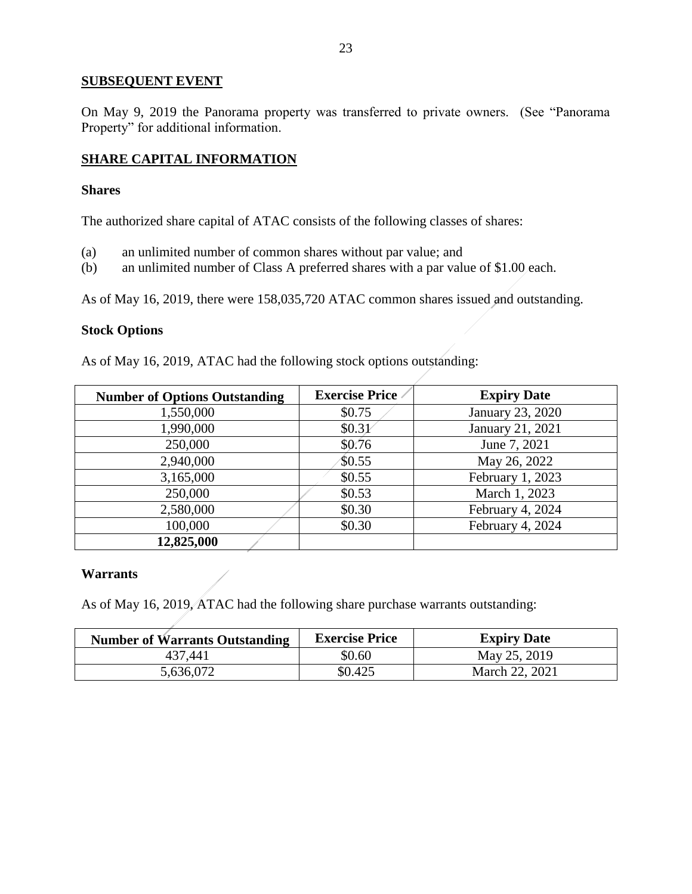## SUBSEQUENT EVENT

On May 9, 2019 the Panorama property was transferred to private owners. (See "Panorama Property" for additional information.

## SHARE CAPITAL INFORMATION

### Shares

The authorized share capital of ATAC consists of the following classes of shares:

(a) an unlimited number of common shares without par value; and
(b) an unlimited number of Class A preferred shares with a par value of $1.00 each.

As of May 16, 2019, there were 158,035,720 ATAC common shares issued and outstanding.

### Stock Options

As of May 16, 2019, ATAC had the following stock options outstanding:

| Number of Options Outstanding | Exercise Price | Expiry Date |
|---|---|---|
| 1,550,000 | $0.75 | January 23, 2020 |
| 1,990,000 | $0.31 | January 21, 2021 |
| 250,000 | $0.76 | June 7, 2021 |
| 2,940,000 | $0.55 | May 26, 2022 |
| 3,165,000 | $0.55 | February 1, 2023 |
| 250,000 | $0.53 | March 1, 2023 |
| 2,580,000 | $0.30 | February 4, 2024 |
| 100,000 | $0.30 | February 4, 2024 |
| **12,825,000** | | |

### Warrants

As of May 16, 2019, ATAC had the following share purchase warrants outstanding:

| Number of Warrants Outstanding | Exercise Price | Expiry Date |
|---|---|---|
| 437,441 | $0.60 | May 25, 2019 |
| 5,636,072 | $0.425 | March 22, 2021 |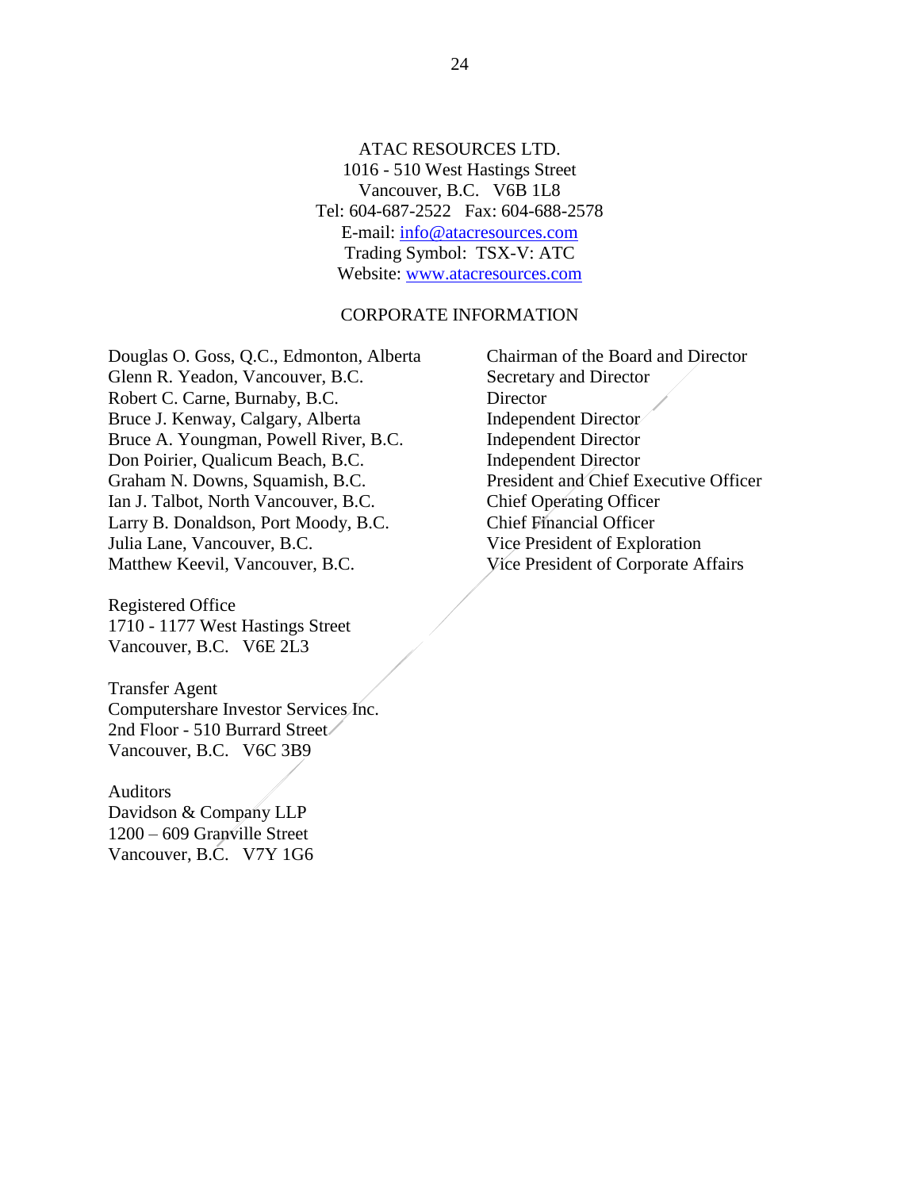ATAC RESOURCES LTD.
1016 - 510 West Hastings Street
Vancouver, B.C. V6B 1L8
Tel: 604-687-2522 Fax: 604-688-2578
E-mail: info@atacresources.com
Trading Symbol: TSX-V: ATC
Website: www.atacresources.com

## CORPORATE INFORMATION

| | |
|---|---|
| Douglas O. Goss, Q.C., Edmonton, Alberta | Chairman of the Board and Director |
| Glenn R. Yeadon, Vancouver, B.C. | Secretary and Director |
| Robert C. Carne, Burnaby, B.C. | Director |
| Bruce J. Kenway, Calgary, Alberta | Independent Director |
| Bruce A. Youngman, Powell River, B.C. | Independent Director |
| Don Poirier, Qualicum Beach, B.C. | Independent Director |
| Graham N. Downs, Squamish, B.C. | President and Chief Executive Officer |
| Ian J. Talbot, North Vancouver, B.C. | Chief Operating Officer |
| Larry B. Donaldson, Port Moody, B.C. | Chief Financial Officer |
| Julia Lane, Vancouver, B.C. | Vice President of Exploration |
| Matthew Keevil, Vancouver, B.C. | Vice President of Corporate Affairs |

Registered Office
1710 - 1177 West Hastings Street
Vancouver, B.C. V6E 2L3

Transfer Agent
Computershare Investor Services Inc.
2nd Floor - 510 Burrard Street
Vancouver, B.C. V6C 3B9

Auditors
Davidson & Company LLP
1200 – 609 Granville Street
Vancouver, B.C. V7Y 1G6